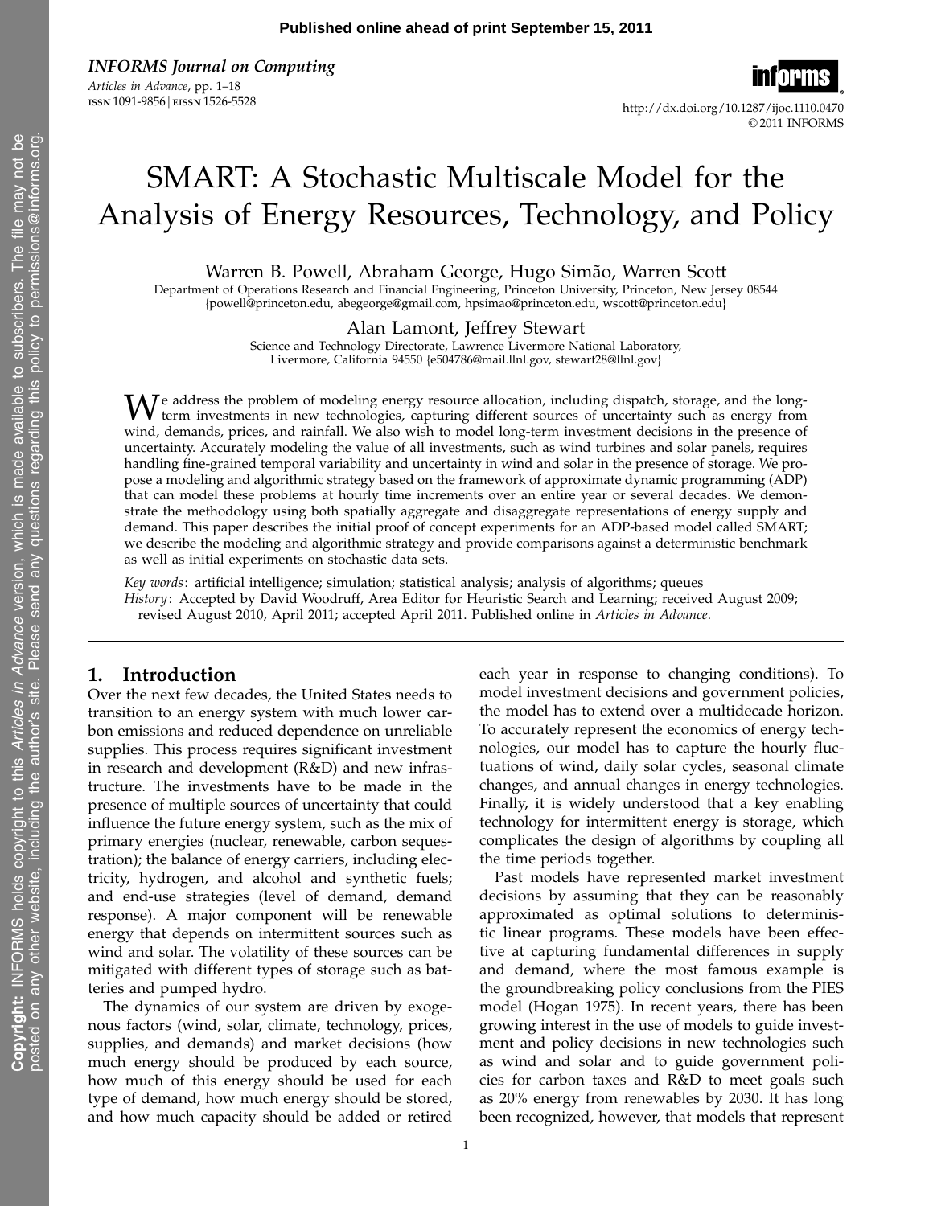# SMART: A Stochastic Multiscale Model for the Analysis of Energy Resources, Technology, and Policy

Warren B. Powell, Abraham George, Hugo Simão, Warren Scott

Department of Operations Research and Financial Engineering, Princeton University, Princeton, New Jersey 08544
{powell@princeton.edu, abegeorge@gmail.com, hpsimao@princeton.edu, wscott@princeton.edu}

Alan Lamont, Jeffrey Stewart

Science and Technology Directorate, Lawrence Livermore National Laboratory,
Livermore, California 94550 {e504786@mail.llnl.gov, stewart28@llnl.gov}

We address the problem of modeling energy resource allocation, including dispatch, storage, and the long-term investments in new technologies, capturing different sources of uncertainty such as energy from wind, demands, prices, and rainfall. We also wish to model long-term investment decisions in the presence of uncertainty. Accurately modeling the value of all investments, such as wind turbines and solar panels, requires handling fine-grained temporal variability and uncertainty in wind and solar in the presence of storage. We propose a modeling and algorithmic strategy based on the framework of approximate dynamic programming (ADP) that can model these problems at hourly time increments over an entire year or several decades. We demonstrate the methodology using both spatially aggregate and disaggregate representations of energy supply and demand. This paper describes the initial proof of concept experiments for an ADP-based model called SMART; we describe the modeling and algorithmic strategy and provide comparisons against a deterministic benchmark as well as initial experiments on stochastic data sets.

*Key words*: artificial intelligence; simulation; statistical analysis; analysis of algorithms; queues

*History*: Accepted by David Woodruff, Area Editor for Heuristic Search and Learning; received August 2009; revised August 2010, April 2011; accepted April 2011. Published online in *Articles in Advance*.

## 1. Introduction

Over the next few decades, the United States needs to transition to an energy system with much lower carbon emissions and reduced dependence on unreliable supplies. This process requires significant investment in research and development (R&D) and new infrastructure. The investments have to be made in the presence of multiple sources of uncertainty that could influence the future energy system, such as the mix of primary energies (nuclear, renewable, carbon sequestration); the balance of energy carriers, including electricity, hydrogen, and alcohol and synthetic fuels; and end-use strategies (level of demand, demand response). A major component will be renewable energy that depends on intermittent sources such as wind and solar. The volatility of these sources can be mitigated with different types of storage such as batteries and pumped hydro.

The dynamics of our system are driven by exogenous factors (wind, solar, climate, technology, prices, supplies, and demands) and market decisions (how much energy should be produced by each source, how much of this energy should be used for each type of demand, how much energy should be stored, and how much capacity should be added or retired each year in response to changing conditions). To model investment decisions and government policies, the model has to extend over a multidecade horizon. To accurately represent the economics of energy technologies, our model has to capture the hourly fluctuations of wind, daily solar cycles, seasonal climate changes, and annual changes in energy technologies. Finally, it is widely understood that a key enabling technology for intermittent energy is storage, which complicates the design of algorithms by coupling all the time periods together.

Past models have represented market investment decisions by assuming that they can be reasonably approximated as optimal solutions to deterministic linear programs. These models have been effective at capturing fundamental differences in supply and demand, where the most famous example is the groundbreaking policy conclusions from the PIES model (Hogan 1975). In recent years, there has been growing interest in the use of models to guide investment and policy decisions in new technologies such as wind and solar and to guide government policies for carbon taxes and R&D to meet goals such as 20% energy from renewables by 2030. It has long been recognized, however, that models that represent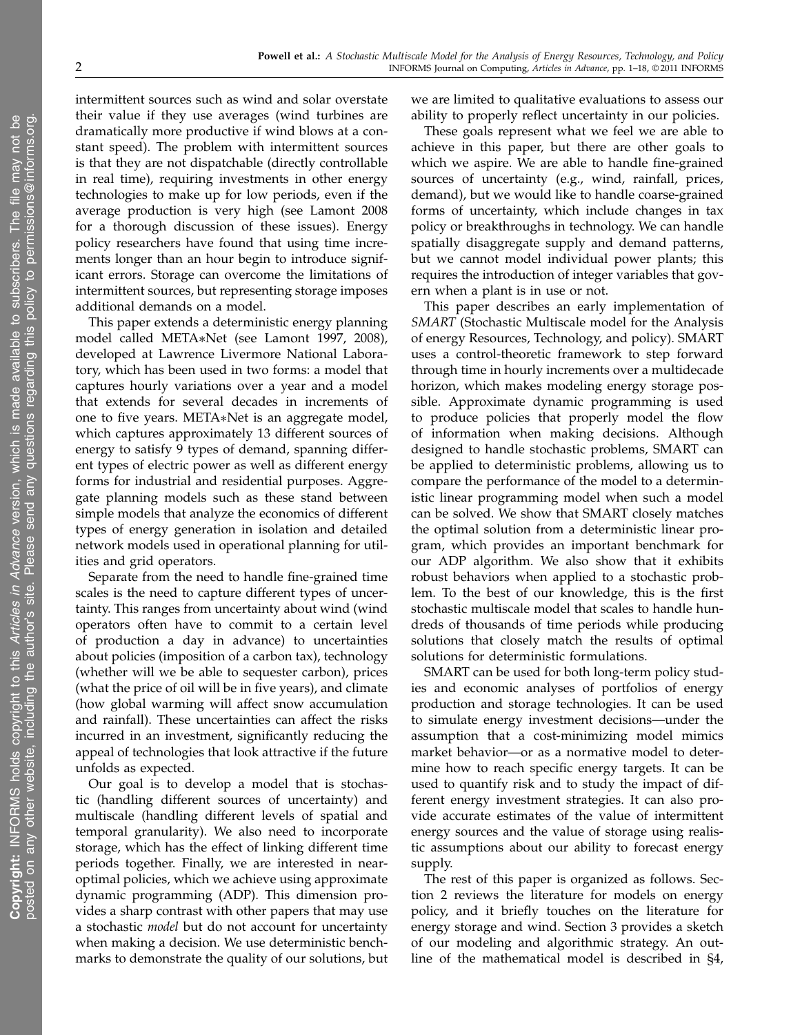intermittent sources such as wind and solar overstate their value if they use averages (wind turbines are dramatically more productive if wind blows at a constant speed). The problem with intermittent sources is that they are not dispatchable (directly controllable in real time), requiring investments in other energy technologies to make up for low periods, even if the average production is very high (see Lamont 2008 for a thorough discussion of these issues). Energy policy researchers have found that using time increments longer than an hour begin to introduce significant errors. Storage can overcome the limitations of intermittent sources, but representing storage imposes additional demands on a model.

This paper extends a deterministic energy planning model called META*Net (see Lamont 1997, 2008), developed at Lawrence Livermore National Laboratory, which has been used in two forms: a model that captures hourly variations over a year and a model that extends for several decades in increments of one to five years. META*Net is an aggregate model, which captures approximately 13 different sources of energy to satisfy 9 types of demand, spanning different types of electric power as well as different energy forms for industrial and residential purposes. Aggregate planning models such as these stand between simple models that analyze the economics of different types of energy generation in isolation and detailed network models used in operational planning for utilities and grid operators.

Separate from the need to handle fine-grained time scales is the need to capture different types of uncertainty. This ranges from uncertainty about wind (wind operators often have to commit to a certain level of production a day in advance) to uncertainties about policies (imposition of a carbon tax), technology (whether will we be able to sequester carbon), prices (what the price of oil will be in five years), and climate (how global warming will affect snow accumulation and rainfall). These uncertainties can affect the risks incurred in an investment, significantly reducing the appeal of technologies that look attractive if the future unfolds as expected.

Our goal is to develop a model that is stochastic (handling different sources of uncertainty) and multiscale (handling different levels of spatial and temporal granularity). We also need to incorporate storage, which has the effect of linking different time periods together. Finally, we are interested in near-optimal policies, which we achieve using approximate dynamic programming (ADP). This dimension provides a sharp contrast with other papers that may use a stochastic *model* but do not account for uncertainty when making a decision. We use deterministic benchmarks to demonstrate the quality of our solutions, but we are limited to qualitative evaluations to assess our ability to properly reflect uncertainty in our policies.

These goals represent what we feel we are able to achieve in this paper, but there are other goals to which we aspire. We are able to handle fine-grained sources of uncertainty (e.g., wind, rainfall, prices, demand), but we would like to handle coarse-grained forms of uncertainty, which include changes in tax policy or breakthroughs in technology. We can handle spatially disaggregate supply and demand patterns, but we cannot model individual power plants; this requires the introduction of integer variables that govern when a plant is in use or not.

This paper describes an early implementation of *SMART* (Stochastic Multiscale model for the Analysis of energy Resources, Technology, and policy). SMART uses a control-theoretic framework to step forward through time in hourly increments over a multidecade horizon, which makes modeling energy storage possible. Approximate dynamic programming is used to produce policies that properly model the flow of information when making decisions. Although designed to handle stochastic problems, SMART can be applied to deterministic problems, allowing us to compare the performance of the model to a deterministic linear programming model when such a model can be solved. We show that SMART closely matches the optimal solution from a deterministic linear program, which provides an important benchmark for our ADP algorithm. We also show that it exhibits robust behaviors when applied to a stochastic problem. To the best of our knowledge, this is the first stochastic multiscale model that scales to handle hundreds of thousands of time periods while producing solutions that closely match the results of optimal solutions for deterministic formulations.

SMART can be used for both long-term policy studies and economic analyses of portfolios of energy production and storage technologies. It can be used to simulate energy investment decisions—under the assumption that a cost-minimizing model mimics market behavior—or as a normative model to determine how to reach specific energy targets. It can be used to quantify risk and to study the impact of different energy investment strategies. It can also provide accurate estimates of the value of intermittent energy sources and the value of storage using realistic assumptions about our ability to forecast energy supply.

The rest of this paper is organized as follows. Section 2 reviews the literature for models on energy policy, and it briefly touches on the literature for energy storage and wind. Section 3 provides a sketch of our modeling and algorithmic strategy. An outline of the mathematical model is described in §4,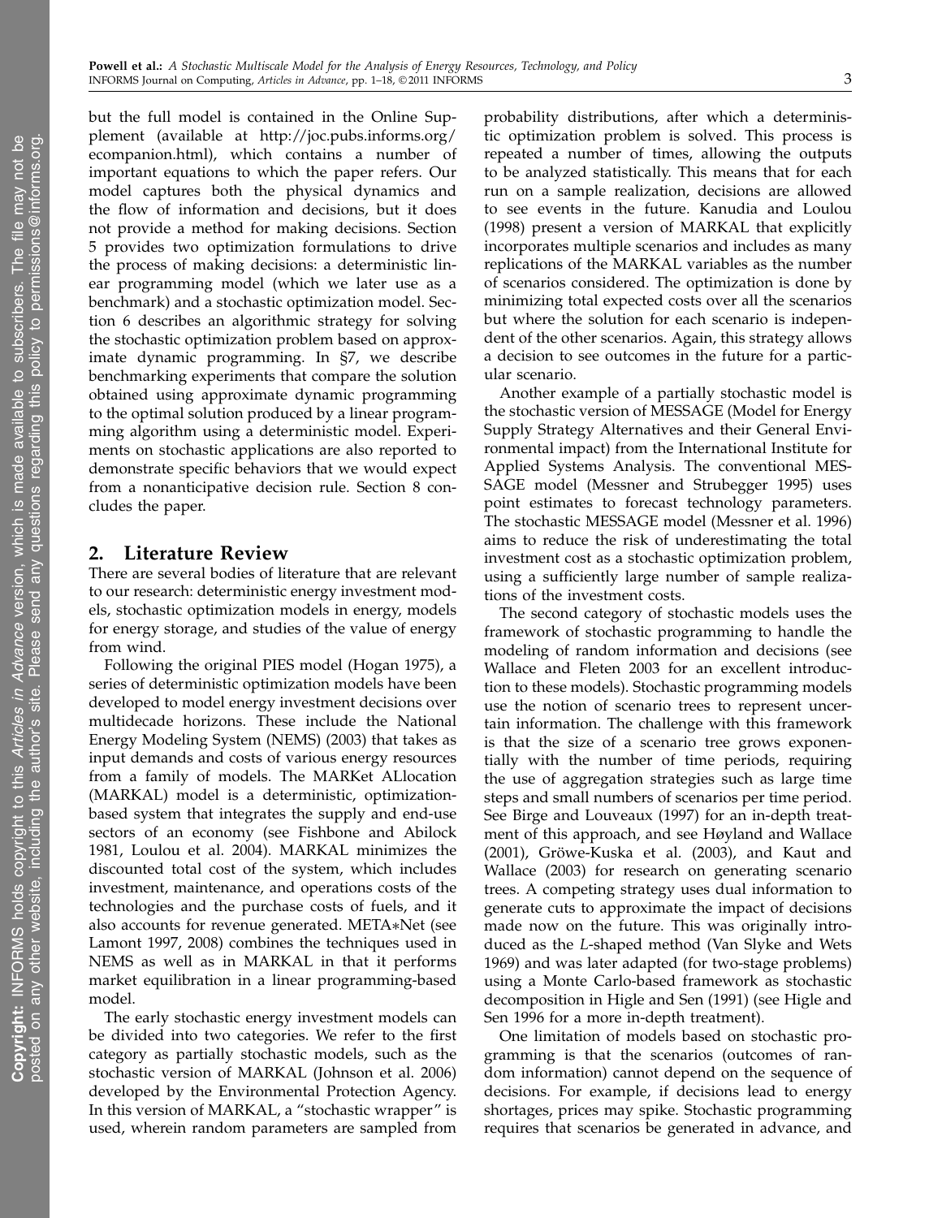but the full model is contained in the Online Supplement (available at http://joc.pubs.informs.org/ecompanion.html), which contains a number of important equations to which the paper refers. Our model captures both the physical dynamics and the flow of information and decisions, but it does not provide a method for making decisions. Section 5 provides two optimization formulations to drive the process of making decisions: a deterministic linear programming model (which we later use as a benchmark) and a stochastic optimization model. Section 6 describes an algorithmic strategy for solving the stochastic optimization problem based on approximate dynamic programming. In §7, we describe benchmarking experiments that compare the solution obtained using approximate dynamic programming to the optimal solution produced by a linear programming algorithm using a deterministic model. Experiments on stochastic applications are also reported to demonstrate specific behaviors that we would expect from a nonanticipative decision rule. Section 8 concludes the paper.

## 2. Literature Review

There are several bodies of literature that are relevant to our research: deterministic energy investment models, stochastic optimization models in energy, models for energy storage, and studies of the value of energy from wind.

Following the original PIES model (Hogan 1975), a series of deterministic optimization models have been developed to model energy investment decisions over multidecade horizons. These include the National Energy Modeling System (NEMS) (2003) that takes as input demands and costs of various energy resources from a family of models. The MARKet ALlocation (MARKAL) model is a deterministic, optimization-based system that integrates the supply and end-use sectors of an economy (see Fishbone and Abilock 1981, Loulou et al. 2004). MARKAL minimizes the discounted total cost of the system, which includes investment, maintenance, and operations costs of the technologies and the purchase costs of fuels, and it also accounts for revenue generated. META*Net (see Lamont 1997, 2008) combines the techniques used in NEMS as well as in MARKAL in that it performs market equilibration in a linear programming-based model.

The early stochastic energy investment models can be divided into two categories. We refer to the first category as partially stochastic models, such as the stochastic version of MARKAL (Johnson et al. 2006) developed by the Environmental Protection Agency. In this version of MARKAL, a "stochastic wrapper" is used, wherein random parameters are sampled from probability distributions, after which a deterministic optimization problem is solved. This process is repeated a number of times, allowing the outputs to be analyzed statistically. This means that for each run on a sample realization, decisions are allowed to see events in the future. Kanudia and Loulou (1998) present a version of MARKAL that explicitly incorporates multiple scenarios and includes as many replications of the MARKAL variables as the number of scenarios considered. The optimization is done by minimizing total expected costs over all the scenarios but where the solution for each scenario is independent of the other scenarios. Again, this strategy allows a decision to see outcomes in the future for a particular scenario.

Another example of a partially stochastic model is the stochastic version of MESSAGE (Model for Energy Supply Strategy Alternatives and their General Environmental impact) from the International Institute for Applied Systems Analysis. The conventional MESSAGE model (Messner and Strubegger 1995) uses point estimates to forecast technology parameters. The stochastic MESSAGE model (Messner et al. 1996) aims to reduce the risk of underestimating the total investment cost as a stochastic optimization problem, using a sufficiently large number of sample realizations of the investment costs.

The second category of stochastic models uses the framework of stochastic programming to handle the modeling of random information and decisions (see Wallace and Fleten 2003 for an excellent introduction to these models). Stochastic programming models use the notion of scenario trees to represent uncertain information. The challenge with this framework is that the size of a scenario tree grows exponentially with the number of time periods, requiring the use of aggregation strategies such as large time steps and small numbers of scenarios per time period. See Birge and Louveaux (1997) for an in-depth treatment of this approach, and see Høyland and Wallace (2001), Gröwe-Kuska et al. (2003), and Kaut and Wallace (2003) for research on generating scenario trees. A competing strategy uses dual information to generate cuts to approximate the impact of decisions made now on the future. This was originally introduced as the *L*-shaped method (Van Slyke and Wets 1969) and was later adapted (for two-stage problems) using a Monte Carlo-based framework as stochastic decomposition in Higle and Sen (1991) (see Higle and Sen 1996 for a more in-depth treatment).

One limitation of models based on stochastic programming is that the scenarios (outcomes of random information) cannot depend on the sequence of decisions. For example, if decisions lead to energy shortages, prices may spike. Stochastic programming requires that scenarios be generated in advance, and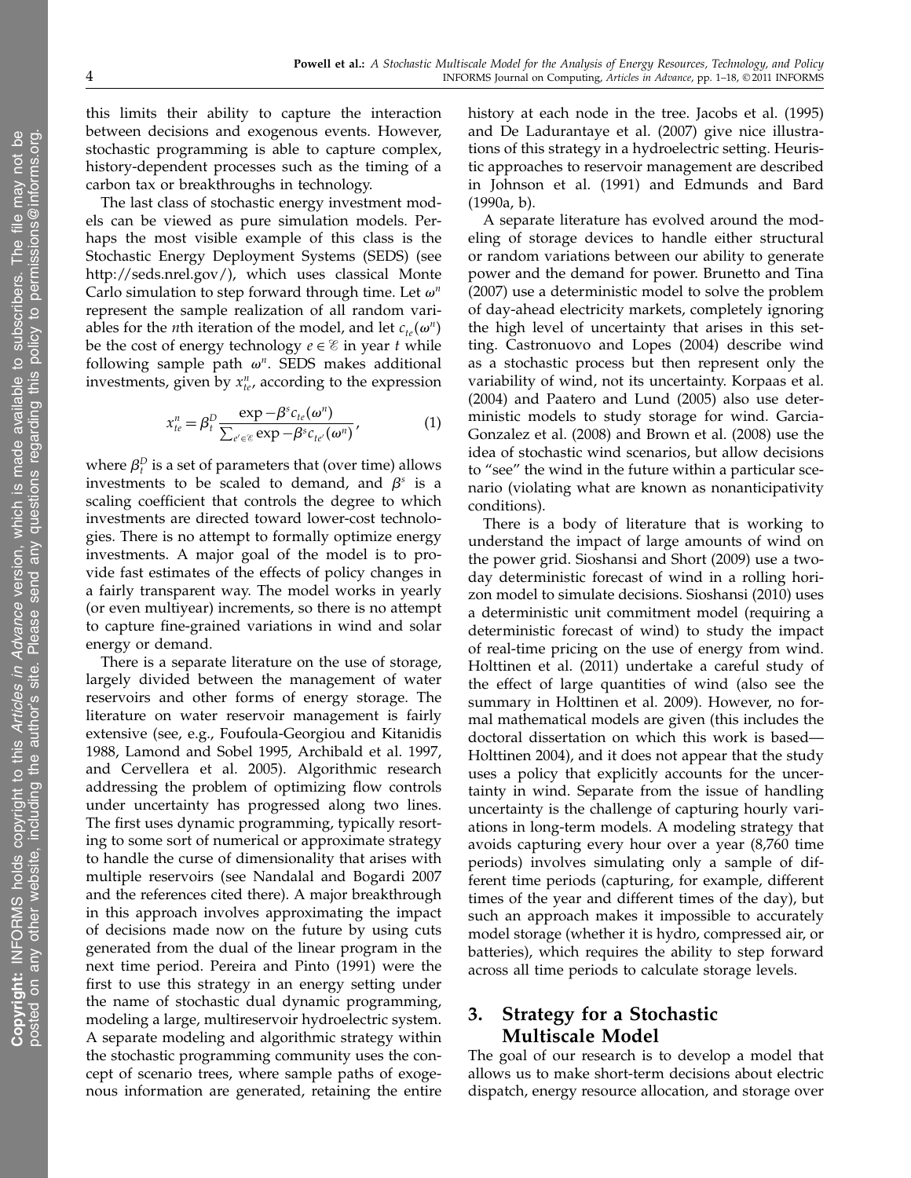this limits their ability to capture the interaction between decisions and exogenous events. However, stochastic programming is able to capture complex, history-dependent processes such as the timing of a carbon tax or breakthroughs in technology.

The last class of stochastic energy investment models can be viewed as pure simulation models. Perhaps the most visible example of this class is the Stochastic Energy Deployment Systems (SEDS) (see http://seds.nrel.gov/), which uses classical Monte Carlo simulation to step forward through time. Let $\omega^n$ represent the sample realization of all random variables for the $n$th iteration of the model, and let $c_{te}(\omega^n)$ be the cost of energy technology $e \in \mathscr{E}$ in year $t$ while following sample path $\omega^n$. SEDS makes additional investments, given by $x^n_{te}$, according to the expression

$$x^n_{te} = \beta^D_t \frac{\exp -\beta^s c_{te}(\omega^n)}{\sum_{e' \in \mathscr{E}} \exp -\beta^s c_{te'}(\omega^n)}, \tag{1}$$

where $\beta^D_t$ is a set of parameters that (over time) allows investments to be scaled to demand, and $\beta^s$ is a scaling coefficient that controls the degree to which investments are directed toward lower-cost technologies. There is no attempt to formally optimize energy investments. A major goal of the model is to provide fast estimates of the effects of policy changes in a fairly transparent way. The model works in yearly (or even multiyear) increments, so there is no attempt to capture fine-grained variations in wind and solar energy or demand.

There is a separate literature on the use of storage, largely divided between the management of water reservoirs and other forms of energy storage. The literature on water reservoir management is fairly extensive (see, e.g., Foufoula-Georgiou and Kitanidis 1988, Lamond and Sobel 1995, Archibald et al. 1997, and Cervellera et al. 2005). Algorithmic research addressing the problem of optimizing flow controls under uncertainty has progressed along two lines. The first uses dynamic programming, typically resorting to some sort of numerical or approximate strategy to handle the curse of dimensionality that arises with multiple reservoirs (see Nandalal and Bogardi 2007 and the references cited there). A major breakthrough in this approach involves approximating the impact of decisions made now on the future by using cuts generated from the dual of the linear program in the next time period. Pereira and Pinto (1991) were the first to use this strategy in an energy setting under the name of stochastic dual dynamic programming, modeling a large, multireservoir hydroelectric system. A separate modeling and algorithmic strategy within the stochastic programming community uses the concept of scenario trees, where sample paths of exogenous information are generated, retaining the entire history at each node in the tree. Jacobs et al. (1995) and De Ladurantaye et al. (2007) give nice illustrations of this strategy in a hydroelectric setting. Heuristic approaches to reservoir management are described in Johnson et al. (1991) and Edmunds and Bard (1990a, b).

A separate literature has evolved around the modeling of storage devices to handle either structural or random variations between our ability to generate power and the demand for power. Brunetto and Tina (2007) use a deterministic model to solve the problem of day-ahead electricity markets, completely ignoring the high level of uncertainty that arises in this setting. Castronuovo and Lopes (2004) describe wind as a stochastic process but then represent only the variability of wind, not its uncertainty. Korpaas et al. (2004) and Paatero and Lund (2005) also use deterministic models to study storage for wind. Garcia-Gonzalez et al. (2008) and Brown et al. (2008) use the idea of stochastic wind scenarios, but allow decisions to "see" the wind in the future within a particular scenario (violating what are known as nonanticipativity conditions).

There is a body of literature that is working to understand the impact of large amounts of wind on the power grid. Sioshansi and Short (2009) use a two-day deterministic forecast of wind in a rolling horizon model to simulate decisions. Sioshansi (2010) uses a deterministic unit commitment model (requiring a deterministic forecast of wind) to study the impact of real-time pricing on the use of energy from wind. Holttinen et al. (2011) undertake a careful study of the effect of large quantities of wind (also see the summary in Holttinen et al. 2009). However, no formal mathematical models are given (this includes the doctoral dissertation on which this work is based—Holttinen 2004), and it does not appear that the study uses a policy that explicitly accounts for the uncertainty in wind. Separate from the issue of handling uncertainty is the challenge of capturing hourly variations in long-term models. A modeling strategy that avoids capturing every hour over a year (8,760 time periods) involves simulating only a sample of different time periods (capturing, for example, different times of the year and different times of the day), but such an approach makes it impossible to accurately model storage (whether it is hydro, compressed air, or batteries), which requires the ability to step forward across all time periods to calculate storage levels.

## 3. Strategy for a Stochastic Multiscale Model

The goal of our research is to develop a model that allows us to make short-term decisions about electric dispatch, energy resource allocation, and storage over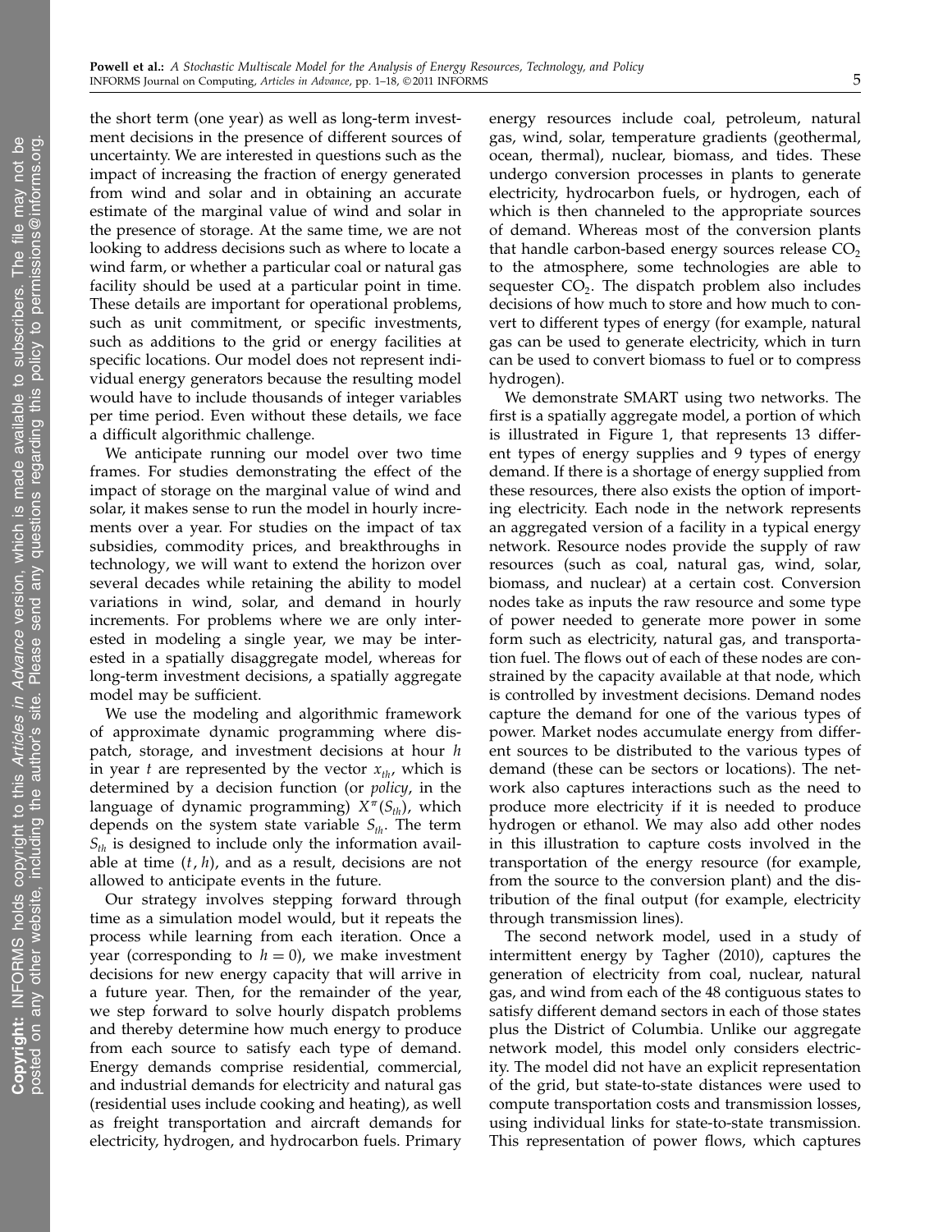the short term (one year) as well as long-term investment decisions in the presence of different sources of uncertainty. We are interested in questions such as the impact of increasing the fraction of energy generated from wind and solar and in obtaining an accurate estimate of the marginal value of wind and solar in the presence of storage. At the same time, we are not looking to address decisions such as where to locate a wind farm, or whether a particular coal or natural gas facility should be used at a particular point in time. These details are important for operational problems, such as unit commitment, or specific investments, such as additions to the grid or energy facilities at specific locations. Our model does not represent individual energy generators because the resulting model would have to include thousands of integer variables per time period. Even without these details, we face a difficult algorithmic challenge.

We anticipate running our model over two time frames. For studies demonstrating the effect of the impact of storage on the marginal value of wind and solar, it makes sense to run the model in hourly increments over a year. For studies on the impact of tax subsidies, commodity prices, and breakthroughs in technology, we will want to extend the horizon over several decades while retaining the ability to model variations in wind, solar, and demand in hourly increments. For problems where we are only interested in modeling a single year, we may be interested in a spatially disaggregate model, whereas for long-term investment decisions, a spatially aggregate model may be sufficient.

We use the modeling and algorithmic framework of approximate dynamic programming where dispatch, storage, and investment decisions at hour $h$ in year $t$ are represented by the vector $x_{th}$, which is determined by a decision function (or *policy*, in the language of dynamic programming) $X^{\pi}(S_{th})$, which depends on the system state variable $S_{th}$. The term $S_{th}$ is designed to include only the information available at time $(t, h)$, and as a result, decisions are not allowed to anticipate events in the future.

Our strategy involves stepping forward through time as a simulation model would, but it repeats the process while learning from each iteration. Once a year (corresponding to $h = 0$), we make investment decisions for new energy capacity that will arrive in a future year. Then, for the remainder of the year, we step forward to solve hourly dispatch problems and thereby determine how much energy to produce from each source to satisfy each type of demand. Energy demands comprise residential, commercial, and industrial demands for electricity and natural gas (residential uses include cooking and heating), as well as freight transportation and aircraft demands for electricity, hydrogen, and hydrocarbon fuels. Primary energy resources include coal, petroleum, natural gas, wind, solar, temperature gradients (geothermal, ocean, thermal), nuclear, biomass, and tides. These undergo conversion processes in plants to generate electricity, hydrocarbon fuels, or hydrogen, each of which is then channeled to the appropriate sources of demand. Whereas most of the conversion plants that handle carbon-based energy sources release $CO_2$ to the atmosphere, some technologies are able to sequester $CO_2$. The dispatch problem also includes decisions of how much to store and how much to convert to different types of energy (for example, natural gas can be used to generate electricity, which in turn can be used to convert biomass to fuel or to compress hydrogen).

We demonstrate SMART using two networks. The first is a spatially aggregate model, a portion of which is illustrated in Figure 1, that represents 13 different types of energy supplies and 9 types of energy demand. If there is a shortage of energy supplied from these resources, there also exists the option of importing electricity. Each node in the network represents an aggregated version of a facility in a typical energy network. Resource nodes provide the supply of raw resources (such as coal, natural gas, wind, solar, biomass, and nuclear) at a certain cost. Conversion nodes take as inputs the raw resource and some type of power needed to generate more power in some form such as electricity, natural gas, and transportation fuel. The flows out of each of these nodes are constrained by the capacity available at that node, which is controlled by investment decisions. Demand nodes capture the demand for one of the various types of power. Market nodes accumulate energy from different sources to be distributed to the various types of demand (these can be sectors or locations). The network also captures interactions such as the need to produce more electricity if it is needed to produce hydrogen or ethanol. We may also add other nodes in this illustration to capture costs involved in the transportation of the energy resource (for example, from the source to the conversion plant) and the distribution of the final output (for example, electricity through transmission lines).

The second network model, used in a study of intermittent energy by Tagher (2010), captures the generation of electricity from coal, nuclear, natural gas, and wind from each of the 48 contiguous states to satisfy different demand sectors in each of those states plus the District of Columbia. Unlike our aggregate network model, this model only considers electricity. The model did not have an explicit representation of the grid, but state-to-state distances were used to compute transportation costs and transmission losses, using individual links for state-to-state transmission. This representation of power flows, which captures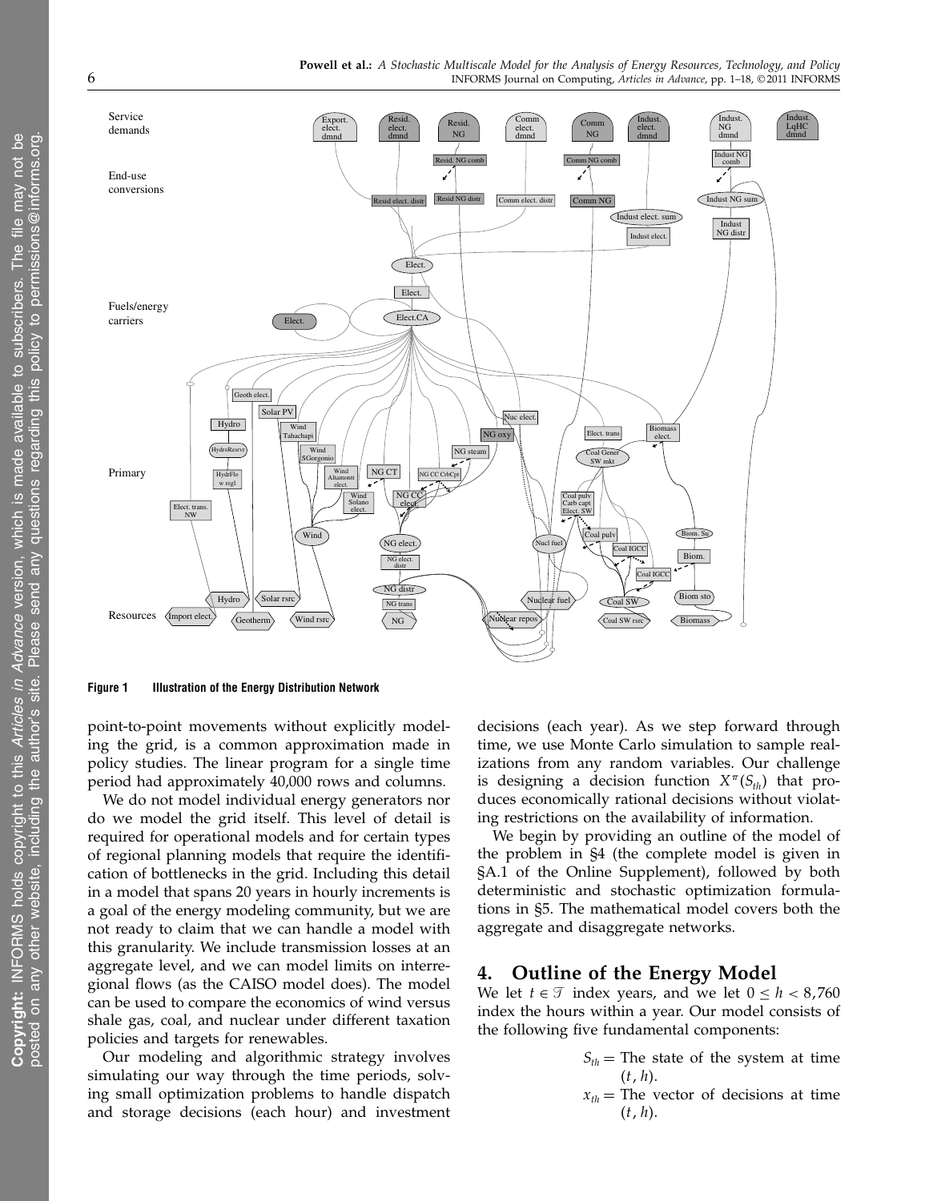Figure 1 Illustration of the Energy Distribution Network

point-to-point movements without explicitly modeling the grid, is a common approximation made in policy studies. The linear program for a single time period had approximately 40,000 rows and columns.

We do not model individual energy generators nor do we model the grid itself. This level of detail is required for operational models and for certain types of regional planning models that require the identification of bottlenecks in the grid. Including this detail in a model that spans 20 years in hourly increments is a goal of the energy modeling community, but we are not ready to claim that we can handle a model with this granularity. We include transmission losses at an aggregate level, and we can model limits on interregional flows (as the CAISO model does). The model can be used to compare the economics of wind versus shale gas, coal, and nuclear under different taxation policies and targets for renewables.

Our modeling and algorithmic strategy involves simulating our way through the time periods, solving small optimization problems to handle dispatch and storage decisions (each hour) and investment decisions (each year). As we step forward through time, we use Monte Carlo simulation to sample realizations from any random variables. Our challenge is designing a decision function $X^\pi(S_{th})$ that produces economically rational decisions without violating restrictions on the availability of information.

We begin by providing an outline of the model of the problem in §4 (the complete model is given in §A.1 of the Online Supplement), followed by both deterministic and stochastic optimization formulations in §5. The mathematical model covers both the aggregate and disaggregate networks.

## 4. Outline of the Energy Model

We let $t \in \mathcal{T}$ index years, and we let $0 \leq h < 8{,}760$ index the hours within a year. Our model consists of the following five fundamental components:

$S_{th}$ = The state of the system at time $(t, h)$.

$x_{th}$ = The vector of decisions at time $(t, h)$.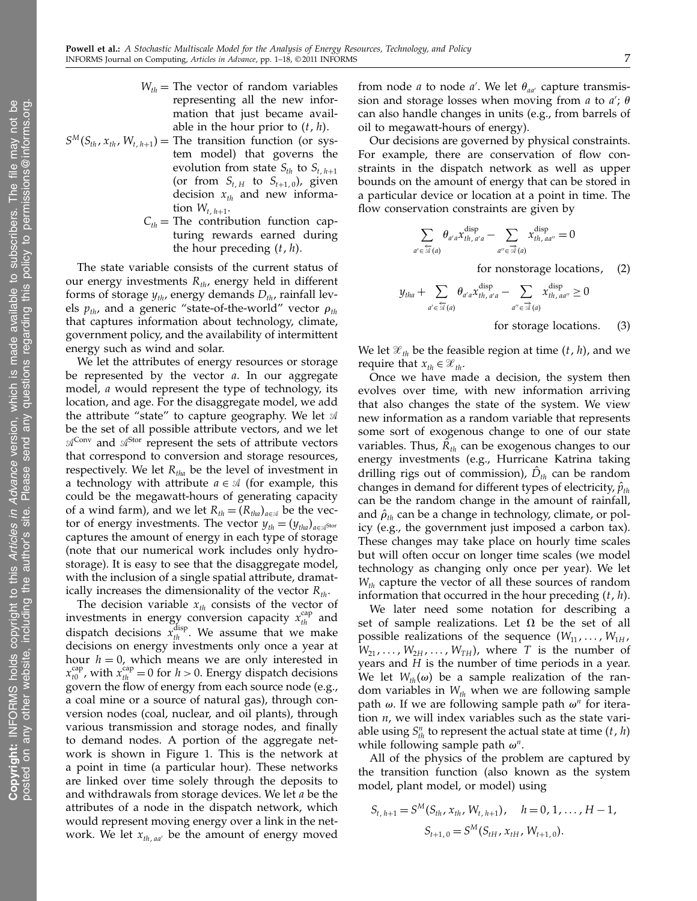$W_{th}$ = The vector of random variables representing all the new information that just became available in the hour prior to $(t, h)$.

$S^M(S_{th}, x_{th}, W_{t,h+1})$ = The transition function (or system model) that governs the evolution from state $S_{th}$ to $S_{t,h+1}$ (or from $S_{t,H}$ to $S_{t+1,0}$), given decision $x_{th}$ and new information $W_{t,h+1}$.

$C_{th}$ = The contribution function capturing rewards earned during the hour preceding $(t, h)$.

The state variable consists of the current status of our energy investments $R_{th}$, energy held in different forms of storage $y_{th}$, energy demands $D_{th}$, rainfall levels $p_{th}$, and a generic "state-of-the-world" vector $\rho_{th}$ that captures information about technology, climate, government policy, and the availability of intermittent energy such as wind and solar.

We let the attributes of energy resources or storage be represented by the vector $a$. In our aggregate model, $a$ would represent the type of technology, its location, and age. For the disaggregate model, we add the attribute "state" to capture geography. We let $\mathcal{A}$ be the set of all possible attribute vectors, and we let $\mathcal{A}^{\text{Conv}}$ and $\mathcal{A}^{\text{Stor}}$ represent the sets of attribute vectors that correspond to conversion and storage resources, respectively. We let $R_{tha}$ be the level of investment in a technology with attribute $a \in \mathcal{A}$ (for example, this could be the megawatt-hours of generating capacity of a wind farm), and we let $R_{th} = (R_{tha})_{a \in \mathcal{A}}$ be the vector of energy investments. The vector $y_{th} = (y_{tha})_{a \in \mathcal{A}^{\text{Stor}}}$ captures the amount of energy in each type of storage (note that our numerical work includes only hydrostorage). It is easy to see that the disaggregate model, with the inclusion of a single spatial attribute, dramatically increases the dimensionality of the vector $R_{th}$.

The decision variable $x_{th}$ consists of the vector of investments in energy conversion capacity $x_{th}^{\text{cap}}$ and dispatch decisions $x_{th}^{\text{disp}}$. We assume that we make decisions on energy investments only once a year at hour $h = 0$, which means we are only interested in $x_{t0}^{\text{cap}}$, with $x_{th}^{\text{cap}} = 0$ for $h > 0$. Energy dispatch decisions govern the flow of energy from each source node (e.g., a coal mine or a source of natural gas), through conversion nodes (coal, nuclear, and oil plants), through various transmission and storage nodes, and finally to demand nodes. A portion of the aggregate network is shown in Figure 1. This is the network at a point in time (a particular hour). These networks are linked over time solely through the deposits to and withdrawals from storage devices. We let $a$ be the attributes of a node in the dispatch network, which would represent moving energy over a link in the network. We let $x_{th,aa'}$ be the amount of energy moved from node $a$ to node $a'$. We let $\theta_{aa'}$ capture transmission and storage losses when moving from $a$ to $a'$; $\theta$ can also handle changes in units (e.g., from barrels of oil to megawatt-hours of energy).

Our decisions are governed by physical constraints. For example, there are conservation of flow constraints in the dispatch network as well as upper bounds on the amount of energy that can be stored in a particular device or location at a point in time. The flow conservation constraints are given by

$$\sum_{a' \in \overleftarrow{\mathcal{A}}(a)} \theta_{a'a} x_{th,a'a}^{\text{disp}} - \sum_{a'' \in \overrightarrow{\mathcal{A}}(a)} x_{th,aa''}^{\text{disp}} = 0 \quad \text{for nonstorage locations}, \tag{2}$$

$$y_{tha} + \sum_{a' \in \overleftarrow{\mathcal{A}}(a)} \theta_{a'a} x_{th,a'a}^{\text{disp}} - \sum_{a'' \in \overrightarrow{\mathcal{A}}(a)} x_{th,aa''}^{\text{disp}} \geq 0 \quad \text{for storage locations}. \tag{3}$$

We let $\mathcal{X}_{th}$ be the feasible region at time $(t, h)$, and we require that $x_{th} \in \mathcal{X}_{th}$.

Once we have made a decision, the system then evolves over time, with new information arriving that also changes the state of the system. We view new information as a random variable that represents some sort of exogenous change to one of our state variables. Thus, $\hat{R}_{th}$ can be exogenous changes to our energy investments (e.g., Hurricane Katrina taking drilling rigs out of commission), $\hat{D}_{th}$ can be random changes in demand for different types of electricity, $\hat{p}_{th}$ can be the random change in the amount of rainfall, and $\hat{\rho}_{th}$ can be a change in technology, climate, or policy (e.g., the government just imposed a carbon tax). These changes may take place on hourly time scales but will often occur on longer time scales (we model technology as changing only once per year). We let $W_{th}$ capture the vector of all these sources of random information that occurred in the hour preceding $(t, h)$.

We later need some notation for describing a set of sample realizations. Let $\Omega$ be the set of all possible realizations of the sequence $(W_{11}, \ldots, W_{1H}, W_{21}, \ldots, W_{2H}, \ldots, W_{TH})$, where $T$ is the number of years and $H$ is the number of time periods in a year. We let $W_{th}(\omega)$ be a sample realization of the random variables in $W_{th}$ when we are following sample path $\omega$. If we are following sample path $\omega^n$ for iteration $n$, we will index variables such as the state variable using $S_{th}^n$ to represent the actual state at time $(t, h)$ while following sample path $\omega^n$.

All of the physics of the problem are captured by the transition function (also known as the system model, plant model, or model) using

$$S_{t,h+1} = S^M(S_{th}, x_{th}, W_{t,h+1}), \quad h = 0, 1, \ldots, H-1,$$
$$S_{t+1,0} = S^M(S_{tH}, x_{tH}, W_{t+1,0}).$$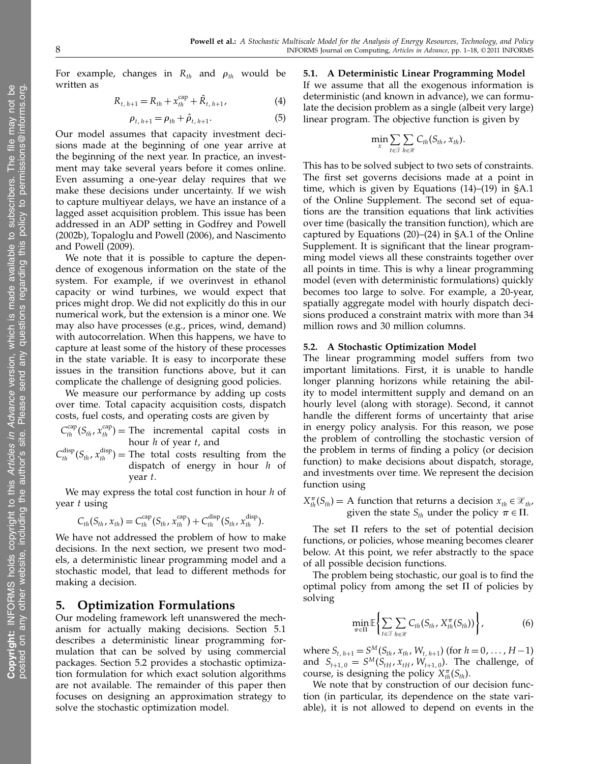For example, changes in $R_{th}$ and $\rho_{th}$ would be written as

$$R_{t,h+1} = R_{th} + x_{th}^{\text{cap}} + \hat{R}_{t,h+1}, \tag{4}$$

$$\rho_{t,h+1} = \rho_{th} + \hat{\rho}_{t,h+1}. \tag{5}$$

Our model assumes that capacity investment decisions made at the beginning of one year arrive at the beginning of the next year. In practice, an investment may take several years before it comes online. Even assuming a one-year delay requires that we make these decisions under uncertainty. If we wish to capture multiyear delays, we have an instance of a lagged asset acquisition problem. This issue has been addressed in an ADP setting in Godfrey and Powell (2002b), Topaloglu and Powell (2006), and Nascimento and Powell (2009).

We note that it is possible to capture the dependence of exogenous information on the state of the system. For example, if we overinvest in ethanol capacity or wind turbines, we would expect that prices might drop. We did not explicitly do this in our numerical work, but the extension is a minor one. We may also have processes (e.g., prices, wind, demand) with autocorrelation. When this happens, we have to capture at least some of the history of these processes in the state variable. It is easy to incorporate these issues in the transition functions above, but it can complicate the challenge of designing good policies.

We measure our performance by adding up costs over time. Total capacity acquisition costs, dispatch costs, fuel costs, and operating costs are given by

$C_{th}^{\text{cap}}(S_{th}, x_{th}^{\text{cap}}) =$ The incremental capital costs in hour $h$ of year $t$, and

$C_{th}^{\text{disp}}(S_{th}, x_{th}^{\text{disp}}) =$ The total costs resulting from the dispatch of energy in hour $h$ of year $t$.

We may express the total cost function in hour $h$ of year $t$ using

$$C_{th}(S_{th}, x_{th}) = C_{th}^{\text{cap}}(S_{th}, x_{th}^{\text{cap}}) + C_{th}^{\text{disp}}(S_{th}, x_{th}^{\text{disp}}).$$

We have not addressed the problem of how to make decisions. In the next section, we present two models, a deterministic linear programming model and a stochastic model, that lead to different methods for making a decision.

## 5. Optimization Formulations

Our modeling framework left unanswered the mechanism for actually making decisions. Section 5.1 describes a deterministic linear programming formulation that can be solved by using commercial packages. Section 5.2 provides a stochastic optimization formulation for which exact solution algorithms are not available. The remainder of this paper then focuses on designing an approximation strategy to solve the stochastic optimization model.

### 5.1. A Deterministic Linear Programming Model

If we assume that all the exogenous information is deterministic (and known in advance), we can formulate the decision problem as a single (albeit very large) linear program. The objective function is given by

$$\min_{x} \sum_{t\in\mathcal{T}} \sum_{h\in\mathcal{H}} C_{th}(S_{th}, x_{th}).$$

This has to be solved subject to two sets of constraints. The first set governs decisions made at a point in time, which is given by Equations (14)–(19) in §A.1 of the Online Supplement. The second set of equations are the transition equations that link activities over time (basically the transition function), which are captured by Equations (20)–(24) in §A.1 of the Online Supplement. It is significant that the linear programming model views all these constraints together over all points in time. This is why a linear programming model (even with deterministic formulations) quickly becomes too large to solve. For example, a 20-year, spatially aggregate model with hourly dispatch decisions produced a constraint matrix with more than 34 million rows and 30 million columns.

### 5.2. A Stochastic Optimization Model

The linear programming model suffers from two important limitations. First, it is unable to handle longer planning horizons while retaining the ability to model intermittent supply and demand on an hourly level (along with storage). Second, it cannot handle the different forms of uncertainty that arise in energy policy analysis. For this reason, we pose the problem of controlling the stochastic version of the problem in terms of finding a policy (or decision function) to make decisions about dispatch, storage, and investments over time. We represent the decision function using

$X_{th}^{\pi}(S_{th}) =$ A function that returns a decision $x_{th} \in \mathcal{X}_{th}$, given the state $S_{th}$ under the policy $\pi \in \Pi$.

The set $\Pi$ refers to the set of potential decision functions, or policies, whose meaning becomes clearer below. At this point, we refer abstractly to the space of all possible decision functions.

The problem being stochastic, our goal is to find the optimal policy from among the set $\Pi$ of policies by solving

$$\min_{\pi\in\Pi} \mathbb{E}\left\{ \sum_{t\in\mathcal{T}} \sum_{h\in\mathcal{H}} C_{th}(S_{th}, X_{th}^{\pi}(S_{th})) \right\}, \tag{6}$$

where $S_{t,h+1} = S^M(S_{th}, x_{th}, W_{t,h+1})$ (for $h = 0, \ldots, H-1$) and $S_{t+1,0} = S^M(S_{tH}, x_{tH}, W_{t+1,0})$. The challenge, of course, is designing the policy $X_{th}^{\pi}(S_{th})$.

We note that by construction of our decision function (in particular, its dependence on the state variable), it is not allowed to depend on events in the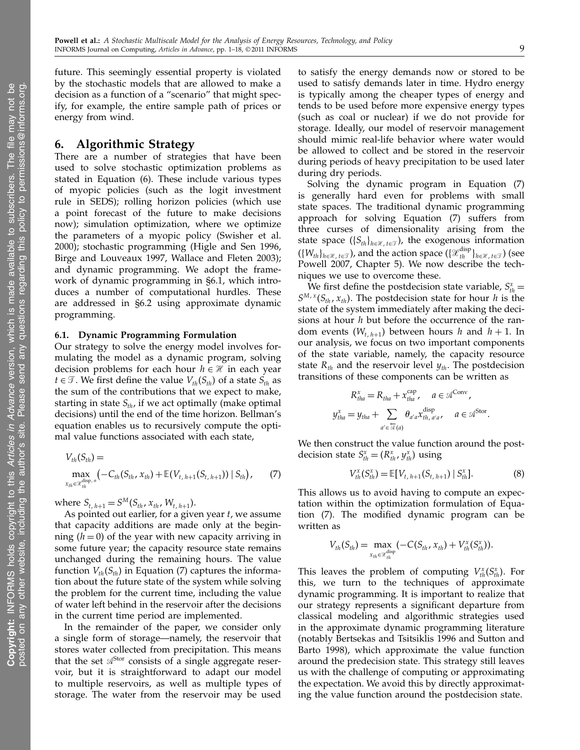future. This seemingly essential property is violated by the stochastic models that are allowed to make a decision as a function of a "scenario" that might specify, for example, the entire sample path of prices or energy from wind.

## 6. Algorithmic Strategy

There are a number of strategies that have been used to solve stochastic optimization problems as stated in Equation (6). These include various types of myopic policies (such as the logit investment rule in SEDS); rolling horizon policies (which use a point forecast of the future to make decisions now); simulation optimization, where we optimize the parameters of a myopic policy (Swisher et al. 2000); stochastic programming (Higle and Sen 1996, Birge and Louveaux 1997, Wallace and Fleten 2003); and dynamic programming. We adopt the framework of dynamic programming in §6.1, which introduces a number of computational hurdles. These are addressed in §6.2 using approximate dynamic programming.

### 6.1. Dynamic Programming Formulation

Our strategy to solve the energy model involves formulating the model as a dynamic program, solving decision problems for each hour $h \in \mathcal{H}$ in each year $t \in \mathcal{T}$. We first define the value $V_{th}(S_{th})$ of a state $S_{th}$ as the sum of the contributions that we expect to make, starting in state $S_{th}$, if we act optimally (make optimal decisions) until the end of the time horizon. Bellman's equation enables us to recursively compute the optimal value functions associated with each state,

$$V_{th}(S_{th}) = \max_{x_{th} \in \mathcal{X}_{th}^{\text{disp}, n}} \left( -C_{th}(S_{th}, x_{th}) + \mathbb{E}(V_{t,h+1}(S_{t,h+1})) \mid S_{th} \right), \qquad (7)$$

where $S_{t,h+1} = S^M(S_{th}, x_{th}, W_{t,h+1})$.

As pointed out earlier, for a given year $t$, we assume that capacity additions are made only at the beginning ($h = 0$) of the year with new capacity arriving in some future year; the capacity resource state remains unchanged during the remaining hours. The value function $V_{th}(S_{th})$ in Equation (7) captures the information about the future state of the system while solving the problem for the current time, including the value of water left behind in the reservoir after the decisions in the current time period are implemented.

In the remainder of the paper, we consider only a single form of storage—namely, the reservoir that stores water collected from precipitation. This means that the set $\mathcal{A}^{\text{Stor}}$ consists of a single aggregate reservoir, but it is straightforward to adapt our model to multiple reservoirs, as well as multiple types of storage. The water from the reservoir may be used to satisfy the energy demands now or stored to be used to satisfy demands later in time. Hydro energy is typically among the cheaper types of energy and tends to be used before more expensive energy types (such as coal or nuclear) if we do not provide for storage. Ideally, our model of reservoir management should mimic real-life behavior where water would be allowed to collect and be stored in the reservoir during periods of heavy precipitation to be used later during dry periods.

Solving the dynamic program in Equation (7) is generally hard even for problems with small state spaces. The traditional dynamic programming approach for solving Equation (7) suffers from three curses of dimensionality arising from the state space ($\{S_{th}\}_{h \in \mathcal{H}, t \in \mathcal{T}}$), the exogenous information ($\{W_{th}\}_{h \in \mathcal{H}, t \in \mathcal{T}}$), and the action space ($\{\mathcal{X}_{th}^{\text{disp}}\}_{h \in \mathcal{H}, t \in \mathcal{T}}$) (see Powell 2007, Chapter 5). We now describe the techniques we use to overcome these.

We first define the postdecision state variable, $S_{th}^x = S^{M,x}(S_{th}, x_{th})$. The postdecision state for hour $h$ is the state of the system immediately after making the decisions at hour $h$ but before the occurrence of the random events ($W_{t,h+1}$) between hours $h$ and $h+1$. In our analysis, we focus on two important components of the state variable, namely, the capacity resource state $R_{th}$ and the reservoir level $y_{th}$. The postdecision transitions of these components can be written as

$$R_{tha}^x = R_{tha} + x_{tha}^{\text{cap}}, \quad a \in \mathcal{A}^{\text{Conv}},$$

$$y_{tha}^x = y_{tha} + \sum_{a' \in \overleftarrow{\mathcal{A}}(a)} \theta_{a'a} x_{th,a'a}^{\text{disp}}, \quad a \in \mathcal{A}^{\text{Stor}}.$$

We then construct the value function around the postdecision state $S_{th}^x = (R_{th}^x, y_{th}^x)$ using

$$V_{th}^x(S_{th}^x) = \mathbb{E}[V_{t,h+1}(S_{t,h+1}) \mid S_{th}^x]. \qquad (8)$$

This allows us to avoid having to compute an expectation within the optimization formulation of Equation (7). The modified dynamic program can be written as

$$V_{th}(S_{th}) = \max_{x_{th} \in \mathcal{X}_{th}^{\text{disp}}} (-C(S_{th}, x_{th}) + V_{th}^x(S_{th}^x)).$$

This leaves the problem of computing $V_{th}^x(S_{th}^x)$. For this, we turn to the techniques of approximate dynamic programming. It is important to realize that our strategy represents a significant departure from classical modeling and algorithmic strategies used in the approximate dynamic programming literature (notably Bertsekas and Tsitsiklis 1996 and Sutton and Barto 1998), which approximate the value function around the predecision state. This strategy still leaves us with the challenge of computing or approximating the expectation. We avoid this by directly approximating the value function around the postdecision state.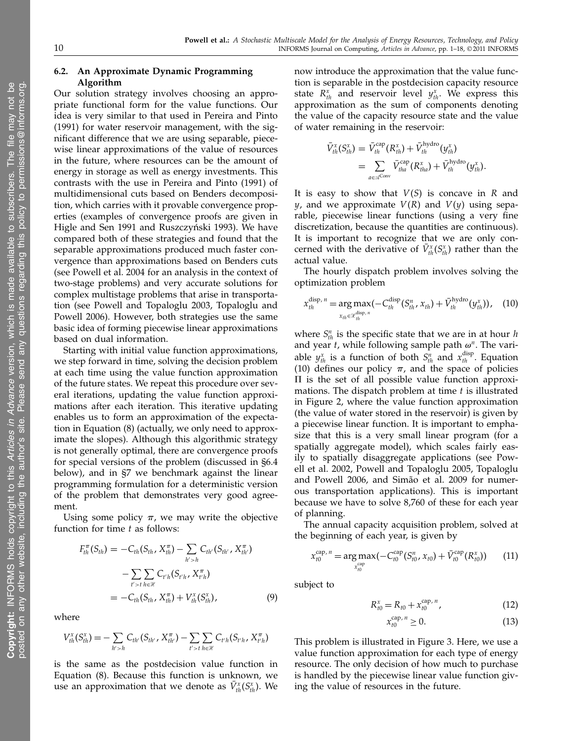### 6.2. An Approximate Dynamic Programming Algorithm

Our solution strategy involves choosing an appropriate functional form for the value functions. Our idea is very similar to that used in Pereira and Pinto (1991) for water reservoir management, with the significant difference that we are using separable, piecewise linear approximations of the value of resources in the future, where resources can be the amount of energy in storage as well as energy investments. This contrasts with the use in Pereira and Pinto (1991) of multidimensional cuts based on Benders decomposition, which carries with it provable convergence properties (examples of convergence proofs are given in Higle and Sen 1991 and Ruszczyński 1993). We have compared both of these strategies and found that the separable approximations produced much faster convergence than approximations based on Benders cuts (see Powell et al. 2004 for an analysis in the context of two-stage problems) and very accurate solutions for complex multistage problems that arise in transportation (see Powell and Topaloglu 2003, Topaloglu and Powell 2006). However, both strategies use the same basic idea of forming piecewise linear approximations based on dual information.

Starting with initial value function approximations, we step forward in time, solving the decision problem at each time using the value function approximation of the future states. We repeat this procedure over several iterations, updating the value function approximations after each iteration. This iterative updating enables us to form an approximation of the expectation in Equation (8) (actually, we only need to approximate the slopes). Although this algorithmic strategy is not generally optimal, there are convergence proofs for special versions of the problem (discussed in §6.4 below), and in §7 we benchmark against the linear programming formulation for a deterministic version of the problem that demonstrates very good agreement.

Using some policy $\pi$, we may write the objective function for time $t$ as follows:

$$
\begin{aligned}
F_{th}^{\pi}(S_{th}) &= -C_{th}(S_{th}, X_{th}^{\pi}) - \sum_{h'>h} C_{th'}(S_{th'}, X_{th'}^{\pi}) \\
&\quad - \sum_{t'>t}\sum_{h\in\mathcal{H}} C_{t'h}(S_{t'h}, X_{t'h}^{\pi}) \\
&= -C_{th}(S_{th}, X_{th}^{\pi}) + V_{th}^{x}(S_{th}^{x}),
\end{aligned} \tag{9}
$$

where

$$
V_{th}^{x}(S_{th}^{x}) = -\sum_{h'>h} C_{th'}(S_{th'}, X_{th'}^{\pi}) - \sum_{t'>t}\sum_{h\in\mathcal{H}} C_{t'h}(S_{t'h}, X_{t'h}^{\pi})
$$

is the same as the postdecision value function in Equation (8). Because this function is unknown, we use an approximation that we denote as $\bar{V}_{th}^{x}(S_{th}^{x})$. We now introduce the approximation that the value function is separable in the postdecision capacity resource state $R_{th}^{x}$ and reservoir level $y_{th}^{x}$. We express this approximation as the sum of components denoting the value of the capacity resource state and the value of water remaining in the reservoir:

$$
\begin{aligned}
\bar{V}_{th}^{x}(S_{th}^{x}) &= \bar{V}_{th}^{\mathrm{cap}}(R_{th}^{x}) + \bar{V}_{th}^{\mathrm{hydro}}(y_{th}^{x}) \\
&= \sum_{a\in\mathcal{A}^{\mathrm{Conv}}} \bar{V}_{tha}^{\mathrm{cap}}(R_{tha}^{x}) + \bar{V}_{th}^{\mathrm{hydro}}(y_{th}^{x}).
\end{aligned}
$$

It is easy to show that $V(S)$ is concave in $R$ and $y$, and we approximate $V(R)$ and $V(y)$ using separable, piecewise linear functions (using a very fine discretization, because the quantities are continuous). It is important to recognize that we are only concerned with the derivative of $\bar{V}_{th}^{x}(S_{th}^{x})$ rather than the actual value.

The hourly dispatch problem involves solving the optimization problem

$$
x_{th}^{\mathrm{disp},\,n} = \arg\max_{x_{th}\in\mathcal{X}_{th}^{\mathrm{disp},\,n}} \left(-C_{th}^{\mathrm{disp}}(S_{th}^{n}, x_{th}) + \bar{V}_{th}^{\mathrm{hydro}}(y_{th}^{x})\right), \tag{10}
$$

where $S_{th}^{n}$ is the specific state that we are in at hour $h$ and year $t$, while following sample path $\omega^{n}$. The variable $y_{th}^{x}$ is a function of both $S_{th}^{n}$ and $x_{th}^{\mathrm{disp}}$. Equation (10) defines our policy $\pi$, and the space of policies $\Pi$ is the set of all possible value function approximations. The dispatch problem at time $t$ is illustrated in Figure 2, where the value function approximation (the value of water stored in the reservoir) is given by a piecewise linear function. It is important to emphasize that this is a very small linear program (for a spatially aggregate model), which scales fairly easily to spatially disaggregate applications (see Powell et al. 2002, Powell and Topaloglu 2005, Topaloglu and Powell 2006, and Simão et al. 2009 for numerous transportation applications). This is important because we have to solve 8,760 of these for each year of planning.

The annual capacity acquisition problem, solved at the beginning of each year, is given by

$$
x_{t0}^{\mathrm{cap},\,n} = \arg\max_{x_{t0}^{\mathrm{cap}}} \left(-C_{t0}^{\mathrm{cap}}(S_{t0}^{n}, x_{t0}) + \bar{V}_{t0}^{\mathrm{cap}}(R_{t0}^{x})\right) \tag{11}
$$

subject to

$$
R_{t0}^{x} = R_{t0} + x_{t0}^{\mathrm{cap},\,n}, \tag{12}
$$

$$
x_{t0}^{\mathrm{cap},\,n} \geq 0. \tag{13}
$$

This problem is illustrated in Figure 3. Here, we use a value function approximation for each type of energy resource. The only decision of how much to purchase is handled by the piecewise linear value function giving the value of resources in the future.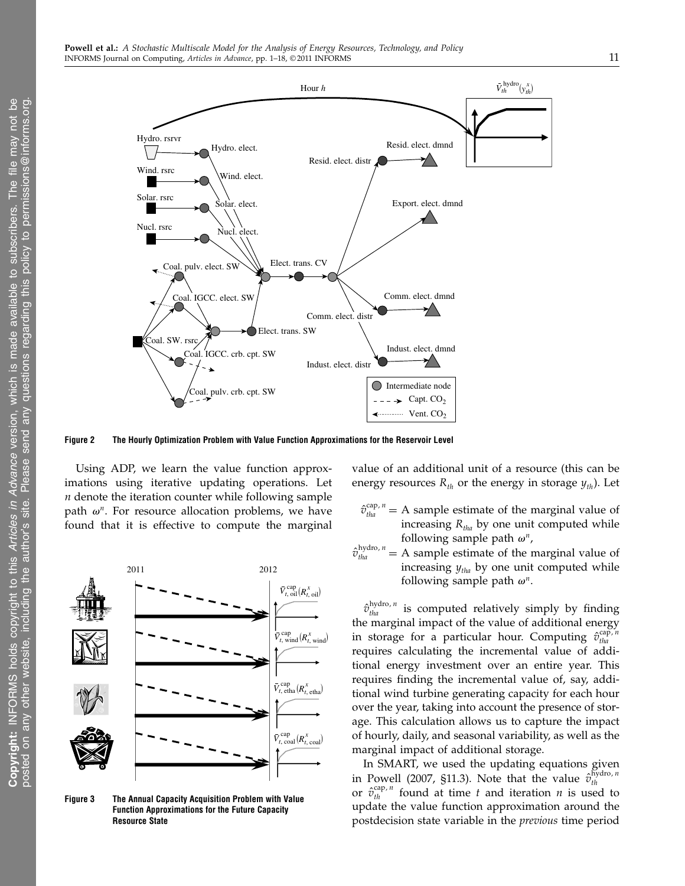**Figure 2 The Hourly Optimization Problem with Value Function Approximations for the Reservoir Level**

Using ADP, we learn the value function approximations using iterative updating operations. Let $n$ denote the iteration counter while following sample path $\omega^n$. For resource allocation problems, we have found that it is effective to compute the marginal value of an additional unit of a resource (this can be energy resources $R_{th}$ or the energy in storage $y_{th}$). Let

$\hat{v}_{tha}^{\text{cap},n}$ = A sample estimate of the marginal value of increasing $R_{tha}$ by one unit computed while following sample path $\omega^n$,

$\hat{v}_{tha}^{\text{hydro},n}$ = A sample estimate of the marginal value of increasing $y_{tha}$ by one unit computed while following sample path $\omega^n$.

$\hat{v}_{tha}^{\text{hydro},n}$ is computed relatively simply by finding the marginal impact of the value of additional energy in storage for a particular hour. Computing $\hat{v}_{tha}^{\text{cap},n}$ requires calculating the incremental value of additional energy investment over an entire year. This requires finding the incremental value of, say, additional wind turbine generating capacity for each hour over the year, taking into account the presence of storage. This calculation allows us to capture the impact of hourly, daily, and seasonal variability, as well as the marginal impact of additional storage.

In SMART, we used the updating equations given in Powell (2007, §11.3). Note that the value $\hat{v}_{th}^{\text{hydro},n}$ or $\hat{v}_{th}^{\text{cap},n}$ found at time $t$ and iteration $n$ is used to update the value function approximation around the postdecision state variable in the *previous* time period

**Figure 3 The Annual Capacity Acquisition Problem with Value Function Approximations for the Future Capacity Resource State**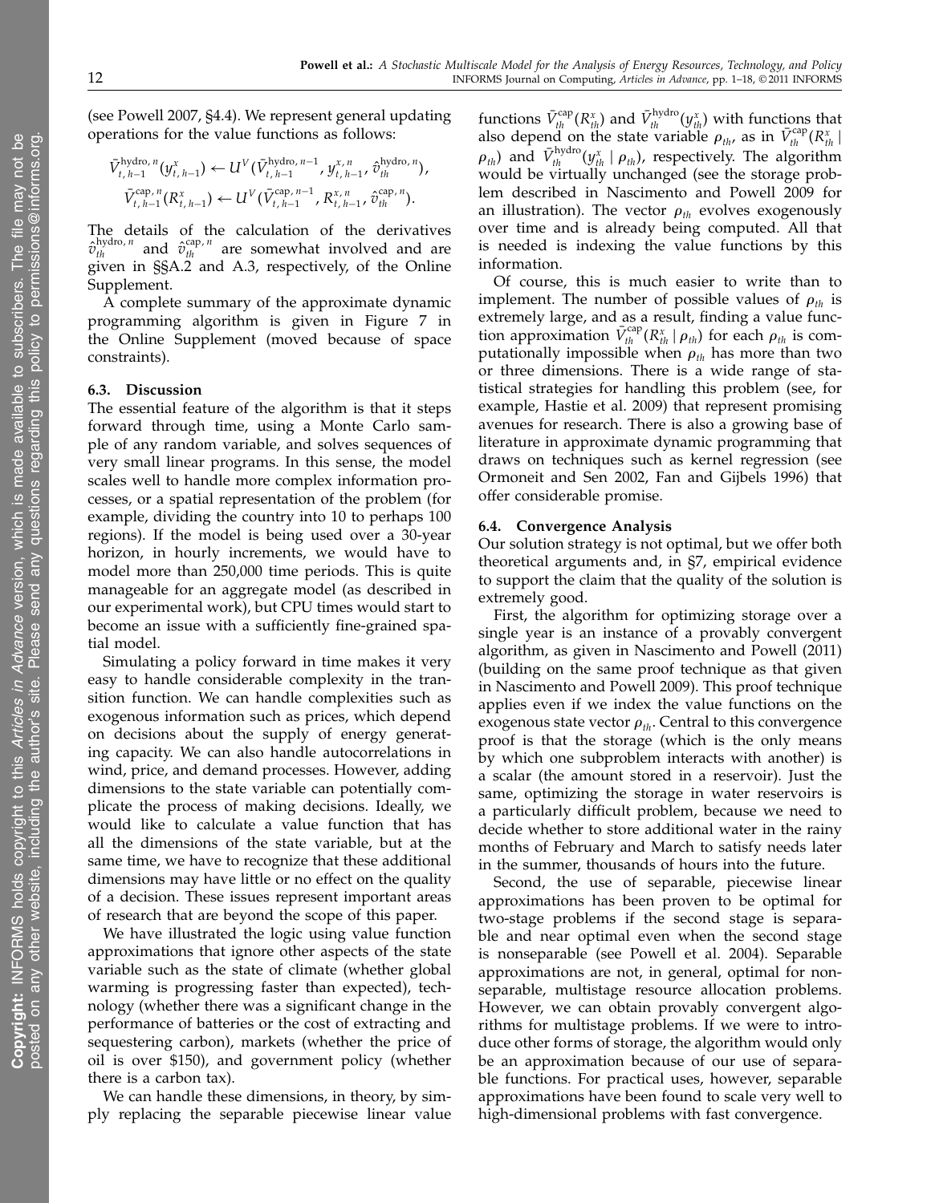(see Powell 2007, §4.4). We represent general updating operations for the value functions as follows:

$$\bar{V}^{\text{hydro},n}_{t,h-1}(y^x_{t,h-1}) \leftarrow U^V(\bar{V}^{\text{hydro},n-1}_{t,h-1}, y^{x,n}_{t,h-1}, \hat{v}^{\text{hydro},n}_{th}),$$
$$\bar{V}^{\text{cap},n}_{t,h-1}(R^x_{t,h-1}) \leftarrow U^V(\bar{V}^{\text{cap},n-1}_{t,h-1}, R^{x,n}_{t,h-1}, \hat{v}^{\text{cap},n}_{th}).$$

The details of the calculation of the derivatives $\hat{v}^{\text{hydro},n}_{th}$ and $\hat{v}^{\text{cap},n}_{th}$ are somewhat involved and are given in §§A.2 and A.3, respectively, of the Online Supplement.

A complete summary of the approximate dynamic programming algorithm is given in Figure 7 in the Online Supplement (moved because of space constraints).

### 6.3. Discussion

The essential feature of the algorithm is that it steps forward through time, using a Monte Carlo sample of any random variable, and solves sequences of very small linear programs. In this sense, the model scales well to handle more complex information processes, or a spatial representation of the problem (for example, dividing the country into 10 to perhaps 100 regions). If the model is being used over a 30-year horizon, in hourly increments, we would have to model more than 250,000 time periods. This is quite manageable for an aggregate model (as described in our experimental work), but CPU times would start to become an issue with a sufficiently fine-grained spatial model.

Simulating a policy forward in time makes it very easy to handle considerable complexity in the transition function. We can handle complexities such as exogenous information such as prices, which depend on decisions about the supply of energy generating capacity. We can also handle autocorrelations in wind, price, and demand processes. However, adding dimensions to the state variable can potentially complicate the process of making decisions. Ideally, we would like to calculate a value function that has all the dimensions of the state variable, but at the same time, we have to recognize that these additional dimensions may have little or no effect on the quality of a decision. These issues represent important areas of research that are beyond the scope of this paper.

We have illustrated the logic using value function approximations that ignore other aspects of the state variable such as the state of climate (whether global warming is progressing faster than expected), technology (whether there was a significant change in the performance of batteries or the cost of extracting and sequestering carbon), markets (whether the price of oil is over \$150), and government policy (whether there is a carbon tax).

We can handle these dimensions, in theory, by simply replacing the separable piecewise linear value functions $\bar{V}^{\text{cap}}_{th}(R^x_{th})$ and $\bar{V}^{\text{hydro}}_{th}(y^x_{th})$ with functions that also depend on the state variable $\rho_{th}$, as in $\bar{V}^{\text{cap}}_{th}(R^x_{th} \mid \rho_{th})$ and $\bar{V}^{\text{hydro}}_{th}(y^x_{th} \mid \rho_{th})$, respectively. The algorithm would be virtually unchanged (see the storage problem described in Nascimento and Powell 2009 for an illustration). The vector $\rho_{th}$ evolves exogenously over time and is already being computed. All that is needed is indexing the value functions by this information.

Of course, this is much easier to write than to implement. The number of possible values of $\rho_{th}$ is extremely large, and as a result, finding a value function approximation $\bar{V}^{\text{cap}}_{th}(R^x_{th} \mid \rho_{th})$ for each $\rho_{th}$ is computationally impossible when $\rho_{th}$ has more than two or three dimensions. There is a wide range of statistical strategies for handling this problem (see, for example, Hastie et al. 2009) that represent promising avenues for research. There is also a growing base of literature in approximate dynamic programming that draws on techniques such as kernel regression (see Ormoneit and Sen 2002, Fan and Gijbels 1996) that offer considerable promise.

### 6.4. Convergence Analysis

Our solution strategy is not optimal, but we offer both theoretical arguments and, in §7, empirical evidence to support the claim that the quality of the solution is extremely good.

First, the algorithm for optimizing storage over a single year is an instance of a provably convergent algorithm, as given in Nascimento and Powell (2011) (building on the same proof technique as that given in Nascimento and Powell 2009). This proof technique applies even if we index the value functions on the exogenous state vector $\rho_{th}$. Central to this convergence proof is that the storage (which is the only means by which one subproblem interacts with another) is a scalar (the amount stored in a reservoir). Just the same, optimizing the storage in water reservoirs is a particularly difficult problem, because we need to decide whether to store additional water in the rainy months of February and March to satisfy needs later in the summer, thousands of hours into the future.

Second, the use of separable, piecewise linear approximations has been proven to be optimal for two-stage problems if the second stage is separable and near optimal even when the second stage is nonseparable (see Powell et al. 2004). Separable approximations are not, in general, optimal for nonseparable, multistage resource allocation problems. However, we can obtain provably convergent algorithms for multistage problems. If we were to introduce other forms of storage, the algorithm would only be an approximation because of our use of separable functions. For practical uses, however, separable approximations have been found to scale very well to high-dimensional problems with fast convergence.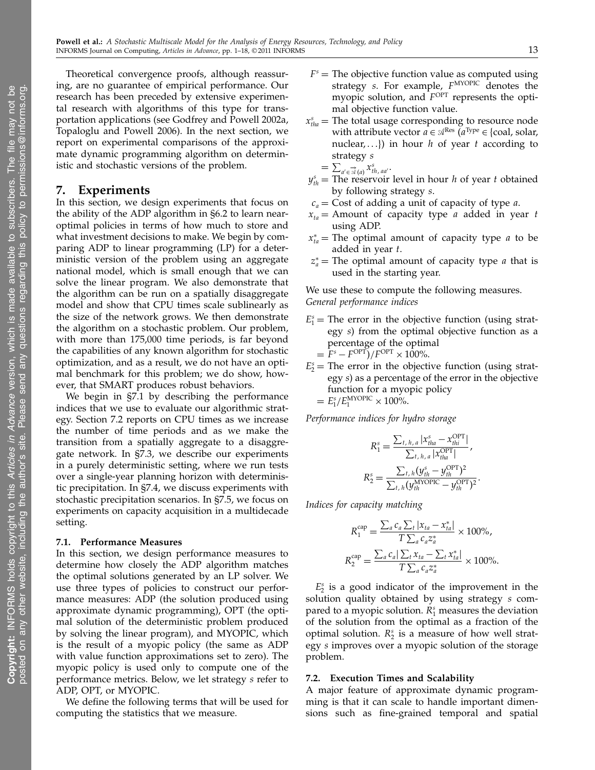Theoretical convergence proofs, although reassuring, are no guarantee of empirical performance. Our research has been preceded by extensive experimental research with algorithms of this type for transportation applications (see Godfrey and Powell 2002a, Topaloglu and Powell 2006). In the next section, we report on experimental comparisons of the approximate dynamic programming algorithm on deterministic and stochastic versions of the problem.

## 7. Experiments

In this section, we design experiments that focus on the ability of the ADP algorithm in §6.2 to learn near-optimal policies in terms of how much to store and what investment decisions to make. We begin by comparing ADP to linear programming (LP) for a deterministic version of the problem using an aggregate national model, which is small enough that we can solve the linear program. We also demonstrate that the algorithm can be run on a spatially disaggregate model and show that CPU times scale sublinearly as the size of the network grows. We then demonstrate the algorithm on a stochastic problem. Our problem, with more than 175,000 time periods, is far beyond the capabilities of any known algorithm for stochastic optimization, and as a result, we do not have an optimal benchmark for this problem; we do show, however, that SMART produces robust behaviors.

We begin in §7.1 by describing the performance indices that we use to evaluate our algorithmic strategy. Section 7.2 reports on CPU times as we increase the number of time periods and as we make the transition from a spatially aggregate to a disaggregate network. In §7.3, we describe our experiments in a purely deterministic setting, where we run tests over a single-year planning horizon with deterministic precipitation. In §7.4, we discuss experiments with stochastic precipitation scenarios. In §7.5, we focus on experiments on capacity acquisition in a multidecade setting.

### 7.1. Performance Measures

In this section, we design performance measures to determine how closely the ADP algorithm matches the optimal solutions generated by an LP solver. We use three types of policies to construct our performance measures: ADP (the solution produced using approximate dynamic programming), OPT (the optimal solution of the deterministic problem produced by solving the linear program), and MYOPIC, which is the result of a myopic policy (the same as ADP with value function approximations set to zero). The myopic policy is used only to compute one of the performance metrics. Below, we let strategy $s$ refer to ADP, OPT, or MYOPIC.

We define the following terms that will be used for computing the statistics that we measure.

$F^s =$ The objective function value as computed using strategy $s$. For example, $F^{\text{MYOPIC}}$ denotes the myopic solution, and $F^{\text{OPT}}$ represents the optimal objective function value.

$x^s_{tha} =$ The total usage corresponding to resource node with attribute vector $a \in \mathcal{A}^{\text{Res}}$ ($a^{\text{Type}} \in \{\text{coal, solar, nuclear}, \ldots\}$) in hour $h$ of year $t$ according to strategy $s$ $= \sum_{a' \in \vec{\mathcal{A}}(a)} x^s_{th,\,aa'}$.

$y^s_{th} =$ The reservoir level in hour $h$ of year $t$ obtained by following strategy $s$.

$c_a =$ Cost of adding a unit of capacity of type $a$.

$x_{ta} =$ Amount of capacity type $a$ added in year $t$ using ADP.

$x^*_{ta} =$ The optimal amount of capacity type $a$ to be added in year $t$.

$z^*_a =$ The optimal amount of capacity type $a$ that is used in the starting year.

We use these to compute the following measures.

*General performance indices*

$E^s_1 =$ The error in the objective function (using strategy $s$) from the optimal objective function as a percentage of the optimal $= F^s - F^{\text{OPT}})/F^{\text{OPT}} \times 100\%$.

$E^s_2 =$ The error in the objective function (using strategy $s$) as a percentage of the error in the objective function for a myopic policy $= E^s_1/E^{\text{MYOPIC}}_1 \times 100\%$.

*Performance indices for hydro storage*

$$R^s_1 = \frac{\sum_{t,\,h,\,a} |x^s_{tha} - x^{\text{OPT}}_{thi}|}{\sum_{t,\,h,\,a} |x^{\text{OPT}}_{tha}|},$$

$$R^s_2 = \frac{\sum_{t,\,h} (y^s_{th} - y^{\text{OPT}}_{th})^2}{\sum_{t,\,h} (y^{\text{MYOPIC}}_{th} - y^{\text{OPT}}_{th})^2}.$$

*Indices for capacity matching*

$$R^{\text{cap}}_1 = \frac{\sum_a c_a \sum_t |x_{ta} - x^*_{ta}|}{T \sum_a c_a z^*_a} \times 100\%,$$

$$R^{\text{cap}}_2 = \frac{\sum_a c_a |\sum_t x_{ta} - \sum_t x^*_{ta}|}{T \sum_a c_a z^*_a} \times 100\%.$$

$E^s_2$ is a good indicator of the improvement in the solution quality obtained by using strategy $s$ compared to a myopic solution. $R^s_1$ measures the deviation of the solution from the optimal as a fraction of the optimal solution. $R^s_2$ is a measure of how well strategy $s$ improves over a myopic solution of the storage problem.

### 7.2. Execution Times and Scalability

A major feature of approximate dynamic programming is that it can scale to handle important dimensions such as fine-grained temporal and spatial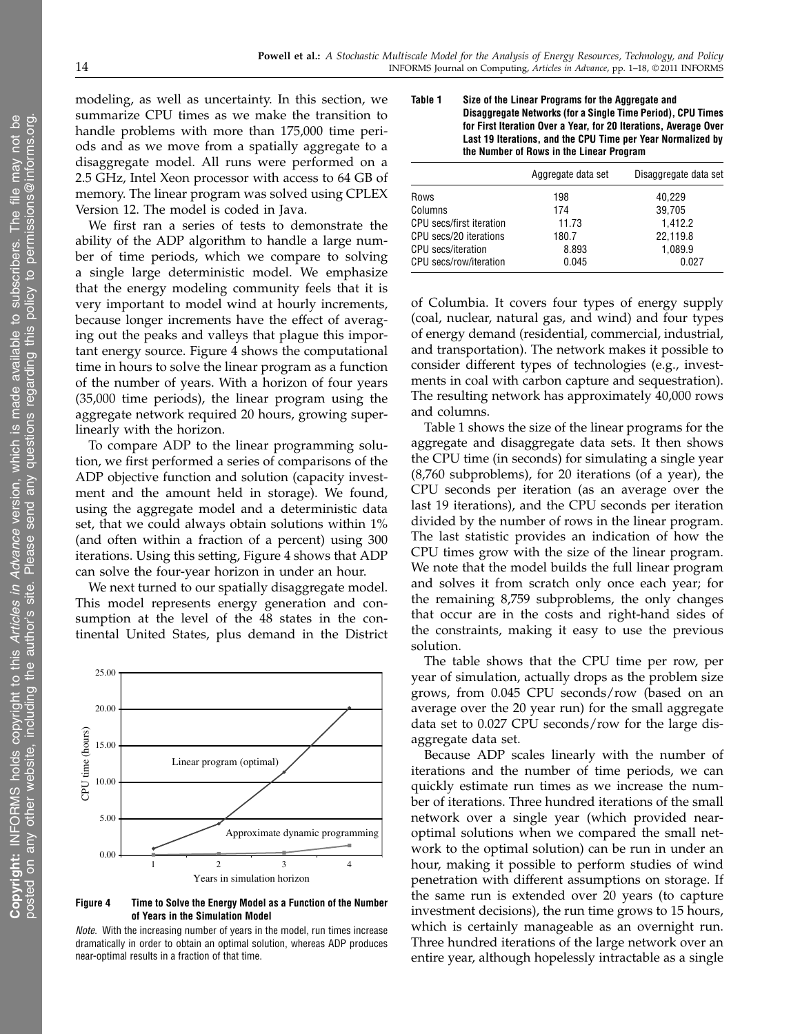modeling, as well as uncertainty. In this section, we summarize CPU times as we make the transition to handle problems with more than 175,000 time periods and as we move from a spatially aggregate to a disaggregate model. All runs were performed on a 2.5 GHz, Intel Xeon processor with access to 64 GB of memory. The linear program was solved using CPLEX Version 12. The model is coded in Java.

We first ran a series of tests to demonstrate the ability of the ADP algorithm to handle a large number of time periods, which we compare to solving a single large deterministic model. We emphasize that the energy modeling community feels that it is very important to model wind at hourly increments, because longer increments have the effect of averaging out the peaks and valleys that plague this important energy source. Figure 4 shows the computational time in hours to solve the linear program as a function of the number of years. With a horizon of four years (35,000 time periods), the linear program using the aggregate network required 20 hours, growing superlinearly with the horizon.

To compare ADP to the linear programming solution, we first performed a series of comparisons of the ADP objective function and solution (capacity investment and the amount held in storage). We found, using the aggregate model and a deterministic data set, that we could always obtain solutions within 1% (and often within a fraction of a percent) using 300 iterations. Using this setting, Figure 4 shows that ADP can solve the four-year horizon in under an hour.

We next turned to our spatially disaggregate model. This model represents energy generation and consumption at the level of the 48 states in the continental United States, plus demand in the District of Columbia. It covers four types of energy supply (coal, nuclear, natural gas, and wind) and four types of energy demand (residential, commercial, industrial, and transportation). The network makes it possible to consider different types of technologies (e.g., investments in coal with carbon capture and sequestration). The resulting network has approximately 40,000 rows and columns.

**Figure 4** Time to Solve the Energy Model as a Function of the Number of Years in the Simulation Model

*Note.* With the increasing number of years in the model, run times increase dramatically in order to obtain an optimal solution, whereas ADP produces near-optimal results in a fraction of that time.

**Table 1** Size of the Linear Programs for the Aggregate and Disaggregate Networks (for a Single Time Period), CPU Times for First Iteration Over a Year, for 20 Iterations, Average Over Last 19 Iterations, and the CPU Time per Year Normalized by the Number of Rows in the Linear Program

| | Aggregate data set | Disaggregate data set |
|---|---|---|
| Rows | 198 | 40,229 |
| Columns | 174 | 39,705 |
| CPU secs/first iteration | 11.73 | 1,412.2 |
| CPU secs/20 iterations | 180.7 | 22,119.8 |
| CPU secs/iteration | 8.893 | 1,089.9 |
| CPU secs/row/iteration | 0.045 | 0.027 |

Table 1 shows the size of the linear programs for the aggregate and disaggregate data sets. It then shows the CPU time (in seconds) for simulating a single year (8,760 subproblems), for 20 iterations (of a year), the CPU seconds per iteration (as an average over the last 19 iterations), and the CPU seconds per iteration divided by the number of rows in the linear program. The last statistic provides an indication of how the CPU times grow with the size of the linear program. We note that the model builds the full linear program and solves it from scratch only once each year; for the remaining 8,759 subproblems, the only changes that occur are in the costs and right-hand sides of the constraints, making it easy to use the previous solution.

The table shows that the CPU time per row, per year of simulation, actually drops as the problem size grows, from 0.045 CPU seconds/row (based on an average over the 20 year run) for the small aggregate data set to 0.027 CPU seconds/row for the large disaggregate data set.

Because ADP scales linearly with the number of iterations and the number of time periods, we can quickly estimate run times as we increase the number of iterations. Three hundred iterations of the small network over a single year (which provided near-optimal solutions when we compared the small network to the optimal solution) can be run in under an hour, making it possible to perform studies of wind penetration with different assumptions on storage. If the same run is extended over 20 years (to capture investment decisions), the run time grows to 15 hours, which is certainly manageable as an overnight run. Three hundred iterations of the large network over an entire year, although hopelessly intractable as a single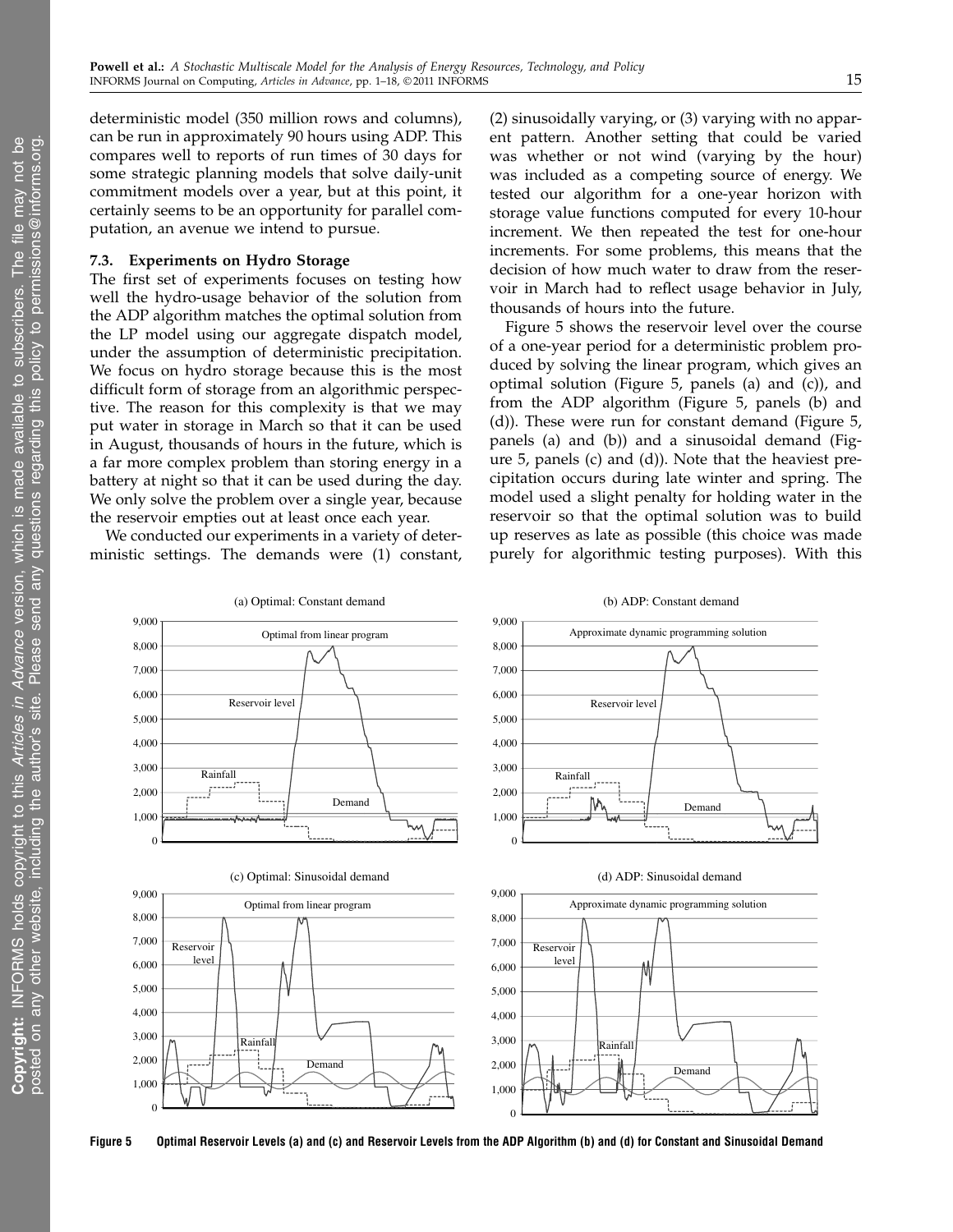deterministic model (350 million rows and columns), can be run in approximately 90 hours using ADP. This compares well to reports of run times of 30 days for some strategic planning models that solve daily-unit commitment models over a year, but at this point, it certainly seems to be an opportunity for parallel computation, an avenue we intend to pursue.

### 7.3. Experiments on Hydro Storage

The first set of experiments focuses on testing how well the hydro-usage behavior of the solution from the ADP algorithm matches the optimal solution from the LP model using our aggregate dispatch model, under the assumption of deterministic precipitation. We focus on hydro storage because this is the most difficult form of storage from an algorithmic perspective. The reason for this complexity is that we may put water in storage in March so that it can be used in August, thousands of hours in the future, which is a far more complex problem than storing energy in a battery at night so that it can be used during the day. We only solve the problem over a single year, because the reservoir empties out at least once each year.

We conducted our experiments in a variety of deterministic settings. The demands were (1) constant, (2) sinusoidally varying, or (3) varying with no apparent pattern. Another setting that could be varied was whether or not wind (varying by the hour) was included as a competing source of energy. We tested our algorithm for a one-year horizon with storage value functions computed for every 10-hour increment. We then repeated the test for one-hour increments. For some problems, this means that the decision of how much water to draw from the reservoir in March had to reflect usage behavior in July, thousands of hours into the future.

Figure 5 shows the reservoir level over the course of a one-year period for a deterministic problem produced by solving the linear program, which gives an optimal solution (Figure 5, panels (a) and (c)), and from the ADP algorithm (Figure 5, panels (b) and (d)). These were run for constant demand (Figure 5, panels (a) and (b)) and a sinusoidal demand (Figure 5, panels (c) and (d)). Note that the heaviest precipitation occurs during late winter and spring. The model used a slight penalty for holding water in the reservoir so that the optimal solution was to build up reserves as late as possible (this choice was made purely for algorithmic testing purposes). With this

**Figure 5** Optimal Reservoir Levels (a) and (c) and Reservoir Levels from the ADP Algorithm (b) and (d) for Constant and Sinusoidal Demand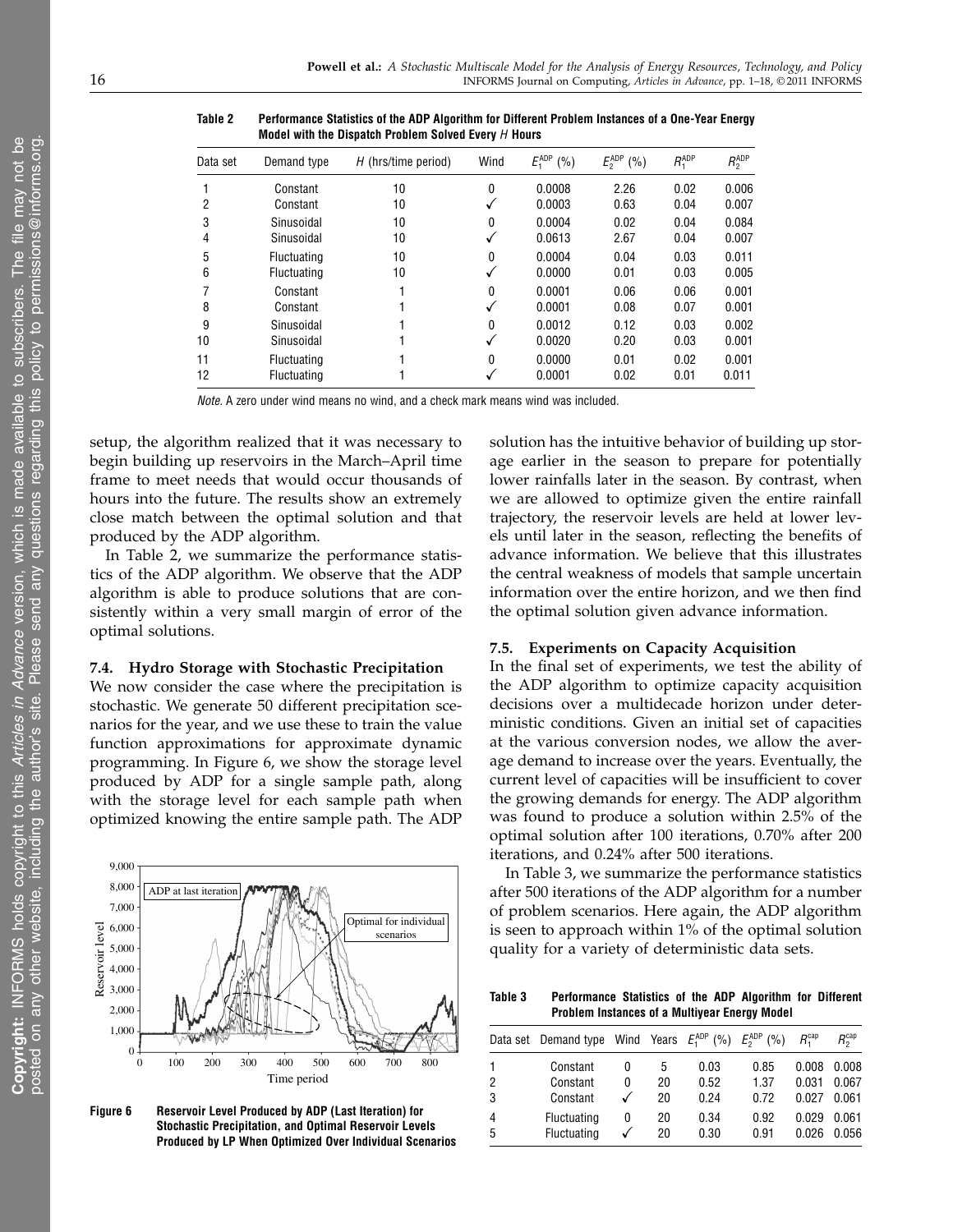**Table 2 Performance Statistics of the ADP Algorithm for Different Problem Instances of a One-Year Energy Model with the Dispatch Problem Solved Every $H$ Hours**

| Data set | Demand type | $H$ (hrs/time period) | Wind | $E_1^{ADP}$ (%) | $E_2^{ADP}$ (%) | $R_1^{ADP}$ | $R_2^{ADP}$ |
|---|---|---|---|---|---|---|---|
| 1 | Constant | 10 | 0 | 0.0008 | 2.26 | 0.02 | 0.006 |
| 2 | Constant | 10 | ✓ | 0.0003 | 0.63 | 0.04 | 0.007 |
| 3 | Sinusoidal | 10 | 0 | 0.0004 | 0.02 | 0.04 | 0.084 |
| 4 | Sinusoidal | 10 | ✓ | 0.0613 | 2.67 | 0.04 | 0.007 |
| 5 | Fluctuating | 10 | 0 | 0.0004 | 0.04 | 0.03 | 0.011 |
| 6 | Fluctuating | 10 | ✓ | 0.0000 | 0.01 | 0.03 | 0.005 |
| 7 | Constant | 1 | 0 | 0.0001 | 0.06 | 0.06 | 0.001 |
| 8 | Constant | 1 | ✓ | 0.0001 | 0.08 | 0.07 | 0.001 |
| 9 | Sinusoidal | 1 | 0 | 0.0012 | 0.12 | 0.03 | 0.002 |
| 10 | Sinusoidal | 1 | ✓ | 0.0020 | 0.20 | 0.03 | 0.001 |
| 11 | Fluctuating | 1 | 0 | 0.0000 | 0.01 | 0.02 | 0.001 |
| 12 | Fluctuating | 1 | ✓ | 0.0001 | 0.02 | 0.01 | 0.011 |

*Note.* A zero under wind means no wind, and a check mark means wind was included.

setup, the algorithm realized that it was necessary to begin building up reservoirs in the March–April time frame to meet needs that would occur thousands of hours into the future. The results show an extremely close match between the optimal solution and that produced by the ADP algorithm.

In Table 2, we summarize the performance statistics of the ADP algorithm. We observe that the ADP algorithm is able to produce solutions that are consistently within a very small margin of error of the optimal solutions.

### 7.4. Hydro Storage with Stochastic Precipitation

We now consider the case where the precipitation is stochastic. We generate 50 different precipitation scenarios for the year, and we use these to train the value function approximations for approximate dynamic programming. In Figure 6, we show the storage level produced by ADP for a single sample path, along with the storage level for each sample path when optimized knowing the entire sample path. The ADP solution has the intuitive behavior of building up storage earlier in the season to prepare for potentially lower rainfalls later in the season. By contrast, when we are allowed to optimize given the entire rainfall trajectory, the reservoir levels are held at lower levels until later in the season, reflecting the benefits of advance information. We believe that this illustrates the central weakness of models that sample uncertain information over the entire horizon, and we then find the optimal solution given advance information.

**Figure 6 Reservoir Level Produced by ADP (Last Iteration) for Stochastic Precipitation, and Optimal Reservoir Levels Produced by LP When Optimized Over Individual Scenarios**

### 7.5. Experiments on Capacity Acquisition

In the final set of experiments, we test the ability of the ADP algorithm to optimize capacity acquisition decisions over a multidecade horizon under deterministic conditions. Given an initial set of capacities at the various conversion nodes, we allow the average demand to increase over the years. Eventually, the current level of capacities will be insufficient to cover the growing demands for energy. The ADP algorithm was found to produce a solution within 2.5% of the optimal solution after 100 iterations, 0.70% after 200 iterations, and 0.24% after 500 iterations.

In Table 3, we summarize the performance statistics after 500 iterations of the ADP algorithm for a number of problem scenarios. Here again, the ADP algorithm is seen to approach within 1% of the optimal solution quality for a variety of deterministic data sets.

**Table 3 Performance Statistics of the ADP Algorithm for Different Problem Instances of a Multiyear Energy Model**

| Data set | Demand type | Wind | Years | $E_1^{ADP}$ (%) | $E_2^{ADP}$ (%) | $R_1^{cap}$ | $R_2^{cap}$ |
|---|---|---|---|---|---|---|---|
| 1 | Constant | 0 | 5 | 0.03 | 0.85 | 0.008 | 0.008 |
| 2 | Constant | 0 | 20 | 0.52 | 1.37 | 0.031 | 0.067 |
| 3 | Constant | ✓ | 20 | 0.24 | 0.72 | 0.027 | 0.061 |
| 4 | Fluctuating | 0 | 20 | 0.34 | 0.92 | 0.029 | 0.061 |
| 5 | Fluctuating | ✓ | 20 | 0.30 | 0.91 | 0.026 | 0.056 |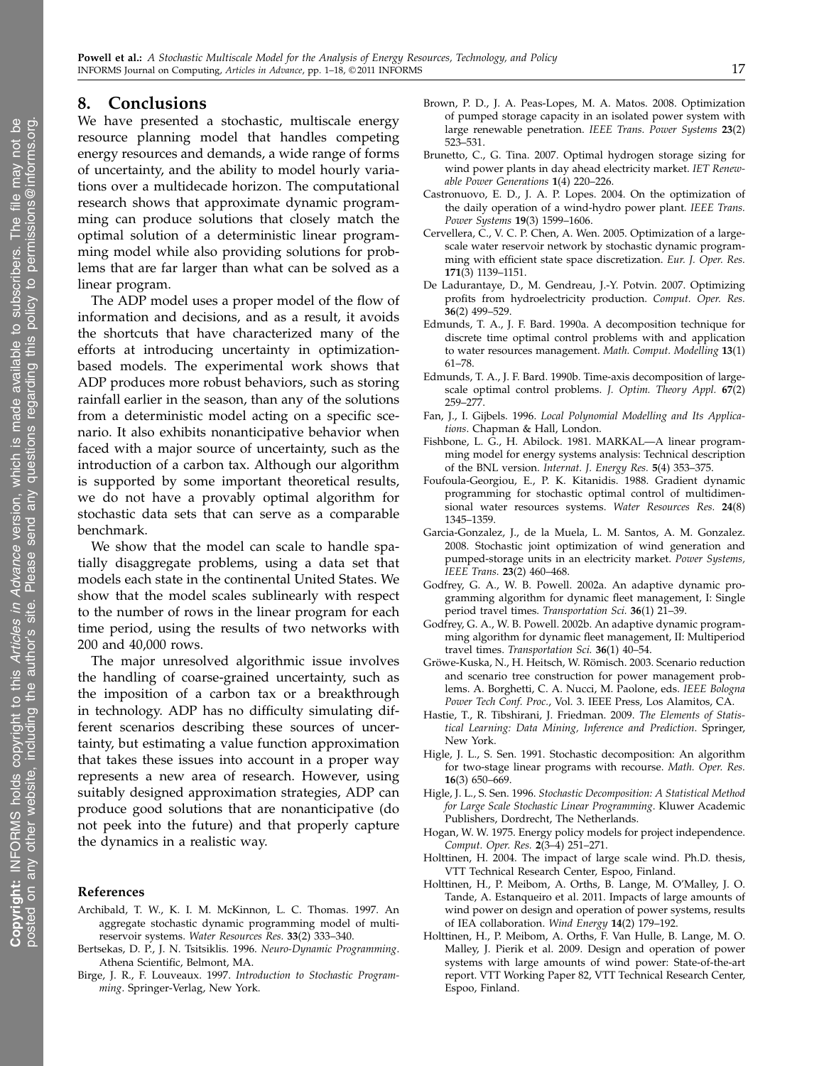## 8. Conclusions

We have presented a stochastic, multiscale energy resource planning model that handles competing energy resources and demands, a wide range of forms of uncertainty, and the ability to model hourly variations over a multidecade horizon. The computational research shows that approximate dynamic programming can produce solutions that closely match the optimal solution of a deterministic linear programming model while also providing solutions for problems that are far larger than what can be solved as a linear program.

The ADP model uses a proper model of the flow of information and decisions, and as a result, it avoids the shortcuts that have characterized many of the efforts at introducing uncertainty in optimization-based models. The experimental work shows that ADP produces more robust behaviors, such as storing rainfall earlier in the season, than any of the solutions from a deterministic model acting on a specific scenario. It also exhibits nonanticipative behavior when faced with a major source of uncertainty, such as the introduction of a carbon tax. Although our algorithm is supported by some important theoretical results, we do not have a provably optimal algorithm for stochastic data sets that can serve as a comparable benchmark.

We show that the model can scale to handle spatially disaggregate problems, using a data set that models each state in the continental United States. We show that the model scales sublinearly with respect to the number of rows in the linear program for each time period, using the results of two networks with 200 and 40,000 rows.

The major unresolved algorithmic issue involves the handling of coarse-grained uncertainty, such as the imposition of a carbon tax or a breakthrough in technology. ADP has no difficulty simulating different scenarios describing these sources of uncertainty, but estimating a value function approximation that takes these issues into account in a proper way represents a new area of research. However, using suitably designed approximation strategies, ADP can produce good solutions that are nonanticipative (do not peek into the future) and that properly capture the dynamics in a realistic way.

### References

Archibald, T. W., K. I. M. McKinnon, L. C. Thomas. 1997. An aggregate stochastic dynamic programming model of multireservoir systems. *Water Resources Res.* **33**(2) 333–340.

Bertsekas, D. P., J. N. Tsitsiklis. 1996. *Neuro-Dynamic Programming*. Athena Scientific, Belmont, MA.

Birge, J. R., F. Louveaux. 1997. *Introduction to Stochastic Programming*. Springer-Verlag, New York.

Brown, P. D., J. A. Peas-Lopes, M. A. Matos. 2008. Optimization of pumped storage capacity in an isolated power system with large renewable penetration. *IEEE Trans. Power Systems* **23**(2) 523–531.

Brunetto, C., G. Tina. 2007. Optimal hydrogen storage sizing for wind power plants in day ahead electricity market. *IET Renewable Power Generations* **1**(4) 220–226.

Castronuovo, E. D., J. A. P. Lopes. 2004. On the optimization of the daily operation of a wind-hydro power plant. *IEEE Trans. Power Systems* **19**(3) 1599–1606.

Cervellera, C., V. C. P. Chen, A. Wen. 2005. Optimization of a large-scale water reservoir network by stochastic dynamic programming with efficient state space discretization. *Eur. J. Oper. Res.* **171**(3) 1139–1151.

De Ladurantaye, D., M. Gendreau, J.-Y. Potvin. 2007. Optimizing profits from hydroelectricity production. *Comput. Oper. Res.* **36**(2) 499–529.

Edmunds, T. A., J. F. Bard. 1990a. A decomposition technique for discrete time optimal control problems with and application to water resources management. *Math. Comput. Modelling* **13**(1) 61–78.

Edmunds, T. A., J. F. Bard. 1990b. Time-axis decomposition of large-scale optimal control problems. *J. Optim. Theory Appl.* **67**(2) 259–277.

Fan, J., I. Gijbels. 1996. *Local Polynomial Modelling and Its Applications*. Chapman & Hall, London.

Fishbone, L. G., H. Abilock. 1981. MARKAL—A linear programming model for energy systems analysis: Technical description of the BNL version. *Internat. J. Energy Res.* **5**(4) 353–375.

Foufoula-Georgiou, E., P. K. Kitanidis. 1988. Gradient dynamic programming for stochastic optimal control of multidimensional water resources systems. *Water Resources Res.* **24**(8) 1345–1359.

Garcia-Gonzalez, J., de la Muela, L. M. Santos, A. M. Gonzalez. 2008. Stochastic joint optimization of wind generation and pumped-storage units in an electricity market. *Power Systems, IEEE Trans.* **23**(2) 460–468.

Godfrey, G. A., W. B. Powell. 2002a. An adaptive dynamic programming algorithm for dynamic fleet management, I: Single period travel times. *Transportation Sci.* **36**(1) 21–39.

Godfrey, G. A., W. B. Powell. 2002b. An adaptive dynamic programming algorithm for dynamic fleet management, II: Multiperiod travel times. *Transportation Sci.* **36**(1) 40–54.

Gröwe-Kuska, N., H. Heitsch, W. Römisch. 2003. Scenario reduction and scenario tree construction for power management problems. A. Borghetti, C. A. Nucci, M. Paolone, eds. *IEEE Bologna Power Tech Conf. Proc.*, Vol. 3. IEEE Press, Los Alamitos, CA.

Hastie, T., R. Tibshirani, J. Friedman. 2009. *The Elements of Statistical Learning: Data Mining, Inference and Prediction*. Springer, New York.

Higle, J. L., S. Sen. 1991. Stochastic decomposition: An algorithm for two-stage linear programs with recourse. *Math. Oper. Res.* **16**(3) 650–669.

Higle, J. L., S. Sen. 1996. *Stochastic Decomposition: A Statistical Method for Large Scale Stochastic Linear Programming*. Kluwer Academic Publishers, Dordrecht, The Netherlands.

Hogan, W. W. 1975. Energy policy models for project independence. *Comput. Oper. Res.* **2**(3–4) 251–271.

Holttinen, H. 2004. The impact of large scale wind. Ph.D. thesis, VTT Technical Research Center, Espoo, Finland.

Holttinen, H., P. Meibom, A. Orths, B. Lange, M. O'Malley, J. O. Tande, A. Estanqueiro et al. 2011. Impacts of large amounts of wind power on design and operation of power systems, results of IEA collaboration. *Wind Energy* **14**(2) 179–192.

Holttinen, H., P. Meibom, A. Orths, F. Van Hulle, B. Lange, M. O. Malley, J. Pierik et al. 2009. Design and operation of power systems with large amounts of wind power: State-of-the-art report. VTT Working Paper 82, VTT Technical Research Center, Espoo, Finland.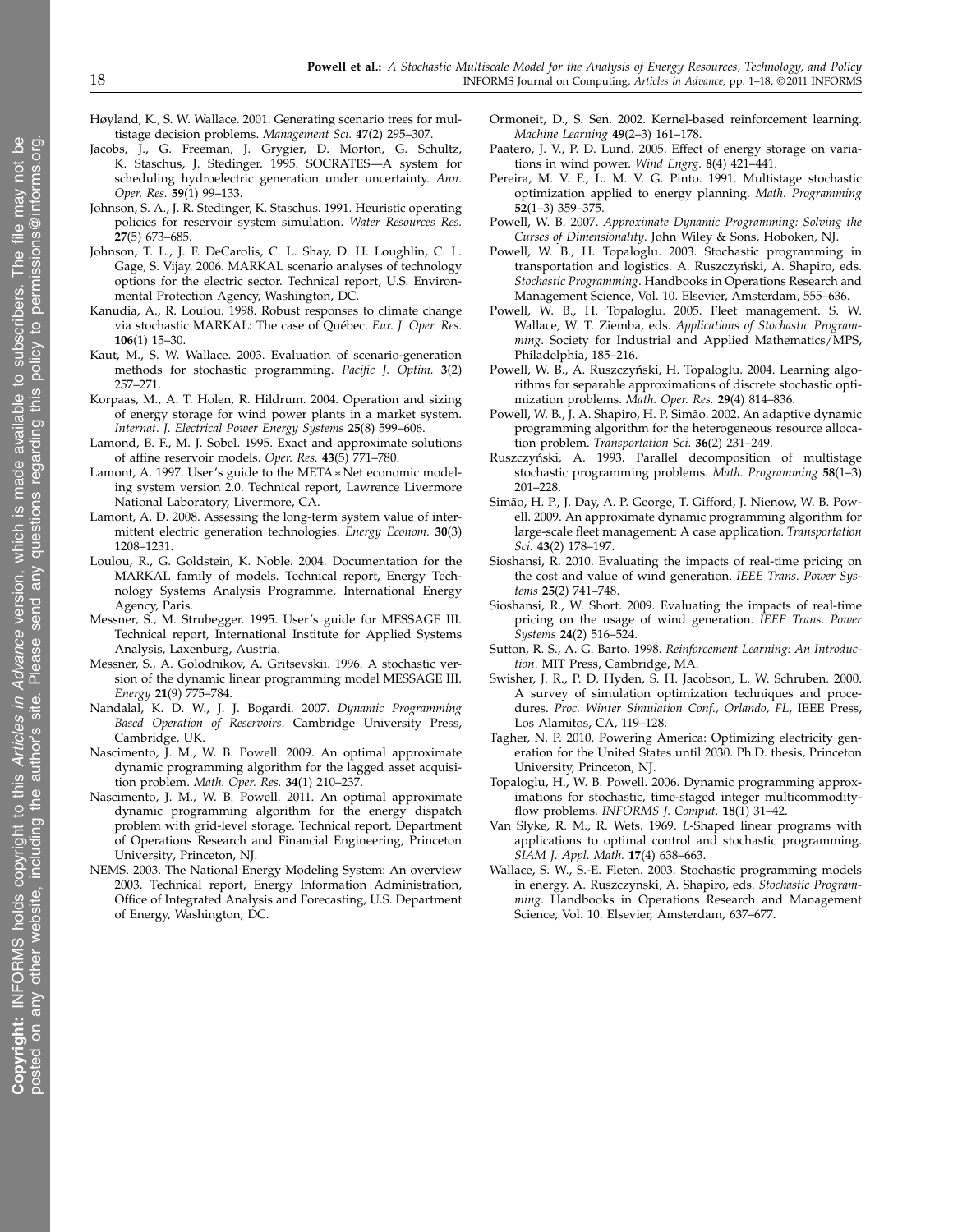Høyland, K., S. W. Wallace. 2001. Generating scenario trees for multistage decision problems. *Management Sci.* **47**(2) 295–307.

Jacobs, J., G. Freeman, J. Grygier, D. Morton, G. Schultz, K. Staschus, J. Stedinger. 1995. SOCRATES—A system for scheduling hydroelectric generation under uncertainty. *Ann. Oper. Res.* **59**(1) 99–133.

Johnson, S. A., J. R. Stedinger, K. Staschus. 1991. Heuristic operating policies for reservoir system simulation. *Water Resources Res.* **27**(5) 673–685.

Johnson, T. L., J. F. DeCarolis, C. L. Shay, D. H. Loughlin, C. L. Gage, S. Vijay. 2006. MARKAL scenario analyses of technology options for the electric sector. Technical report, U.S. Environmental Protection Agency, Washington, DC.

Kanudia, A., R. Loulou. 1998. Robust responses to climate change via stochastic MARKAL: The case of Québec. *Eur. J. Oper. Res.* **106**(1) 15–30.

Kaut, M., S. W. Wallace. 2003. Evaluation of scenario-generation methods for stochastic programming. *Pacific J. Optim.* **3**(2) 257–271.

Korpaas, M., A. T. Holen, R. Hildrum. 2004. Operation and sizing of energy storage for wind power plants in a market system. *Internat. J. Electrical Power Energy Systems* **25**(8) 599–606.

Lamond, B. F., M. J. Sobel. 1995. Exact and approximate solutions of affine reservoir models. *Oper. Res.* **43**(5) 771–780.

Lamont, A. 1997. User's guide to the META∗Net economic modeling system version 2.0. Technical report, Lawrence Livermore National Laboratory, Livermore, CA.

Lamont, A. D. 2008. Assessing the long-term system value of intermittent electric generation technologies. *Energy Econom.* **30**(3) 1208–1231.

Loulou, R., G. Goldstein, K. Noble. 2004. Documentation for the MARKAL family of models. Technical report, Energy Technology Systems Analysis Programme, International Energy Agency, Paris.

Messner, S., M. Strubegger. 1995. User's guide for MESSAGE III. Technical report, International Institute for Applied Systems Analysis, Laxenburg, Austria.

Messner, S., A. Golodnikov, A. Gritsevskii. 1996. A stochastic version of the dynamic linear programming model MESSAGE III. *Energy* **21**(9) 775–784.

Nandalal, K. D. W., J. J. Bogardi. 2007. *Dynamic Programming Based Operation of Reservoirs*. Cambridge University Press, Cambridge, UK.

Nascimento, J. M., W. B. Powell. 2009. An optimal approximate dynamic programming algorithm for the lagged asset acquisition problem. *Math. Oper. Res.* **34**(1) 210–237.

Nascimento, J. M., W. B. Powell. 2011. An optimal approximate dynamic programming algorithm for the energy dispatch problem with grid-level storage. Technical report, Department of Operations Research and Financial Engineering, Princeton University, Princeton, NJ.

NEMS. 2003. The National Energy Modeling System: An overview 2003. Technical report, Energy Information Administration, Office of Integrated Analysis and Forecasting, U.S. Department of Energy, Washington, DC.

Ormoneit, D., S. Sen. 2002. Kernel-based reinforcement learning. *Machine Learning* **49**(2–3) 161–178.

Paatero, J. V., P. D. Lund. 2005. Effect of energy storage on variations in wind power. *Wind Engrg.* **8**(4) 421–441.

Pereira, M. V. F., L. M. V. G. Pinto. 1991. Multistage stochastic optimization applied to energy planning. *Math. Programming* **52**(1–3) 359–375.

Powell, W. B. 2007. *Approximate Dynamic Programming: Solving the Curses of Dimensionality*. John Wiley & Sons, Hoboken, NJ.

Powell, W. B., H. Topaloglu. 2003. Stochastic programming in transportation and logistics. A. Ruszczyński, A. Shapiro, eds. *Stochastic Programming*. Handbooks in Operations Research and Management Science, Vol. 10. Elsevier, Amsterdam, 555–636.

Powell, W. B., H. Topaloglu. 2005. Fleet management. S. W. Wallace, W. T. Ziemba, eds. *Applications of Stochastic Programming*. Society for Industrial and Applied Mathematics/MPS, Philadelphia, 185–216.

Powell, W. B., A. Ruszczyński, H. Topaloglu. 2004. Learning algorithms for separable approximations of discrete stochastic optimization problems. *Math. Oper. Res.* **29**(4) 814–836.

Powell, W. B., J. A. Shapiro, H. P. Simão. 2002. An adaptive dynamic programming algorithm for the heterogeneous resource allocation problem. *Transportation Sci.* **36**(2) 231–249.

Ruszczyński, A. 1993. Parallel decomposition of multistage stochastic programming problems. *Math. Programming* **58**(1–3) 201–228.

Simão, H. P., J. Day, A. P. George, T. Gifford, J. Nienow, W. B. Powell. 2009. An approximate dynamic programming algorithm for large-scale fleet management: A case application. *Transportation Sci.* **43**(2) 178–197.

Sioshansi, R. 2010. Evaluating the impacts of real-time pricing on the cost and value of wind generation. *IEEE Trans. Power Systems* **25**(2) 741–748.

Sioshansi, R., W. Short. 2009. Evaluating the impacts of real-time pricing on the usage of wind generation. *IEEE Trans. Power Systems* **24**(2) 516–524.

Sutton, R. S., A. G. Barto. 1998. *Reinforcement Learning: An Introduction*. MIT Press, Cambridge, MA.

Swisher, J. R., P. D. Hyden, S. H. Jacobson, L. W. Schruben. 2000. A survey of simulation optimization techniques and procedures. *Proc. Winter Simulation Conf., Orlando, FL*, IEEE Press, Los Alamitos, CA, 119–128.

Tagher, N. P. 2010. Powering America: Optimizing electricity generation for the United States until 2030. Ph.D. thesis, Princeton University, Princeton, NJ.

Topaloglu, H., W. B. Powell. 2006. Dynamic programming approximations for stochastic, time-staged integer multicommodity-flow problems. *INFORMS J. Comput.* **18**(1) 31–42.

Van Slyke, R. M., R. Wets. 1969. *L*-Shaped linear programs with applications to optimal control and stochastic programming. *SIAM J. Appl. Math.* **17**(4) 638–663.

Wallace, S. W., S.-E. Fleten. 2003. Stochastic programming models in energy. A. Ruszczynski, A. Shapiro, eds. *Stochastic Programming*. Handbooks in Operations Research and Management Science, Vol. 10. Elsevier, Amsterdam, 637–677.